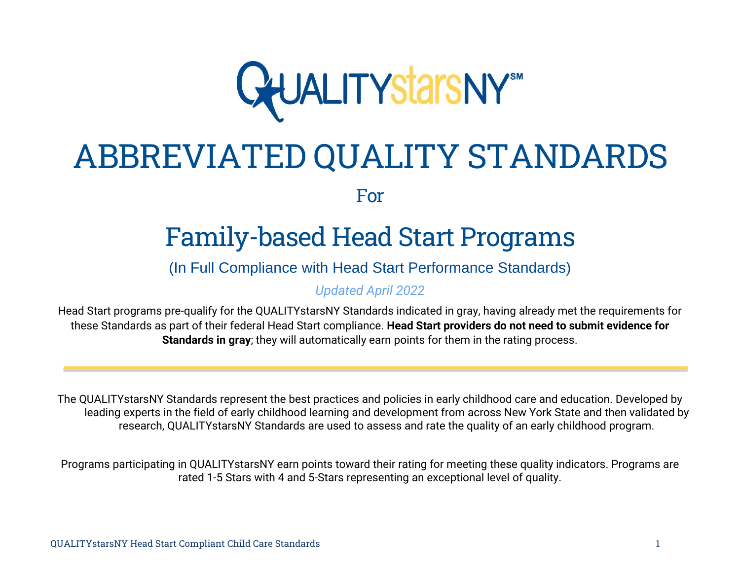QUALITYstarsNY℠

# ABBREVIATED QUALITY STANDARDS

For

## Family-based Head Start Programs

(In Full Compliance with Head Start Performance Standards)

*Updated April 2022*

Head Start programs pre-qualify for the QUALITYstarsNY Standards indicated in gray, having already met the requirements for these Standards as part of their federal Head Start compliance. **Head Start providers do not need to submit evidence for Standards in gray**; they will automatically earn points for them in the rating process.

---

The QUALITYstarsNY Standards represent the best practices and policies in early childhood care and education. Developed by leading experts in the field of early childhood learning and development from across New York State and then validated by research, QUALITYstarsNY Standards are used to assess and rate the quality of an early childhood program.

Programs participating in QUALITYstarsNY earn points toward their rating for meeting these quality indicators. Programs are rated 1-5 Stars with 4 and 5-Stars representing an exceptional level of quality.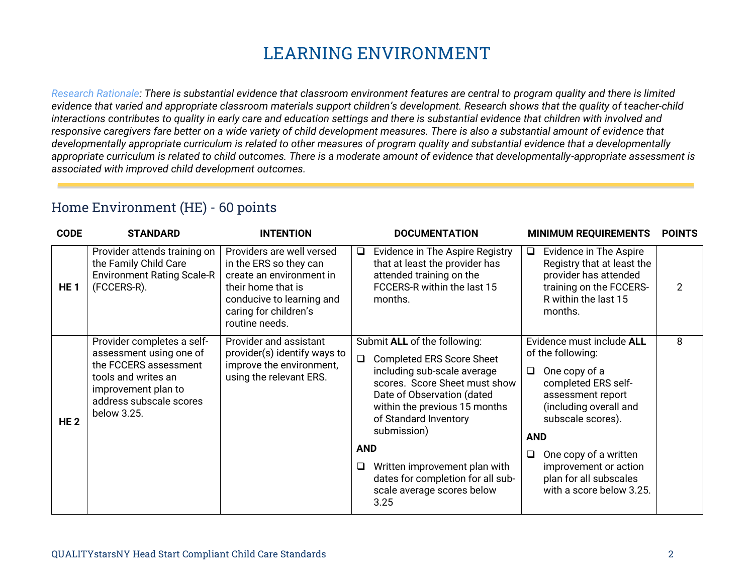# LEARNING ENVIRONMENT

*Research Rationale: There is substantial evidence that classroom environment features are central to program quality and there is limited evidence that varied and appropriate classroom materials support children's development. Research shows that the quality of teacher-child interactions contributes to quality in early care and education settings and there is substantial evidence that children with involved and responsive caregivers fare better on a wide variety of child development measures. There is also a substantial amount of evidence that developmentally appropriate curriculum is related to other measures of program quality and substantial evidence that a developmentally appropriate curriculum is related to child outcomes. There is a moderate amount of evidence that developmentally-appropriate assessment is associated with improved child development outcomes.*

## Home Environment (HE) - 60 points

| CODE | STANDARD | INTENTION | DOCUMENTATION | MINIMUM REQUIREMENTS | POINTS |
|---|---|---|---|---|---|
| **HE 1** | Provider attends training on the Family Child Care Environment Rating Scale-R (FCCERS-R). | Providers are well versed in the ERS so they can create an environment in their home that is conducive to learning and caring for children's routine needs. | ❑ Evidence in The Aspire Registry that at least the provider has attended training on the FCCERS-R within the last 15 months. | ❑ Evidence in The Aspire Registry that at least the provider has attended training on the FCCERS-R within the last 15 months. | 2 |
| **HE 2** | Provider completes a self-assessment using one of the FCCERS assessment tools and writes an improvement plan to address subscale scores below 3.25. | Provider and assistant provider(s) identify ways to improve the environment, using the relevant ERS. | Submit **ALL** of the following:<br>❑ Completed ERS Score Sheet including sub-scale average scores. Score Sheet must show Date of Observation (dated within the previous 15 months of Standard Inventory submission)<br>**AND**<br>❑ Written improvement plan with dates for completion for all sub-scale average scores below 3.25 | Evidence must include **ALL** of the following:<br>❑ One copy of a completed ERS self-assessment report (including overall and subscale scores).<br>**AND**<br>❑ One copy of a written improvement or action plan for all subscales with a score below 3.25. | 8 |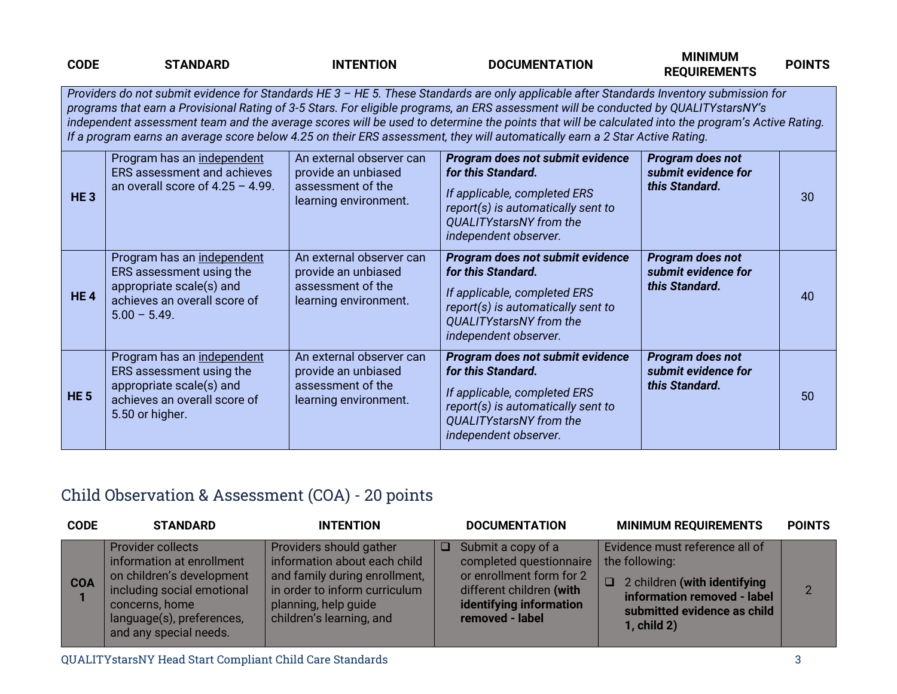| CODE | STANDARD | INTENTION | DOCUMENTATION | MINIMUM REQUIREMENTS | POINTS |
|---|---|---|---|---|---|
| *Providers do not submit evidence for Standards HE 3 – HE 5. These Standards are only applicable after Standards Inventory submission for programs that earn a Provisional Rating of 3-5 Stars. For eligible programs, an ERS assessment will be conducted by QUALITYstarsNY's independent assessment team and the average scores will be used to determine the points that will be calculated into the program's Active Rating. If a program earns an average score below 4.25 on their ERS assessment, they will automatically earn a 2 Star Active Rating.* | | | | | |
| **HE 3** | Program has an independent ERS assessment and achieves an overall score of 4.25 – 4.99. | An external observer can provide an unbiased assessment of the learning environment. | ***Program does not submit evidence for this Standard.*** *If applicable, completed ERS report(s) is automatically sent to QUALITYstarsNY from the independent observer.* | ***Program does not submit evidence for this Standard.*** | 30 |
| **HE 4** | Program has an independent ERS assessment using the appropriate scale(s) and achieves an overall score of 5.00 – 5.49. | An external observer can provide an unbiased assessment of the learning environment. | ***Program does not submit evidence for this Standard.*** *If applicable, completed ERS report(s) is automatically sent to QUALITYstarsNY from the independent observer.* | ***Program does not submit evidence for this Standard.*** | 40 |
| **HE 5** | Program has an independent ERS assessment using the appropriate scale(s) and achieves an overall score of 5.50 or higher. | An external observer can provide an unbiased assessment of the learning environment. | ***Program does not submit evidence for this Standard.*** *If applicable, completed ERS report(s) is automatically sent to QUALITYstarsNY from the independent observer.* | ***Program does not submit evidence for this Standard.*** | 50 |

## Child Observation & Assessment (COA) - 20 points

| CODE | STANDARD | INTENTION | DOCUMENTATION | MINIMUM REQUIREMENTS | POINTS |
|---|---|---|---|---|---|
| **COA 1** | Provider collects information at enrollment on children's development including social emotional concerns, home language(s), preferences, and any special needs. | Providers should gather information about each child and family during enrollment, in order to inform curriculum planning, help guide children's learning, and | ❑ Submit a copy of a completed questionnaire or enrollment form for 2 different children **(with identifying information removed - label** | Evidence must reference all of the following: ❑ 2 children **(with identifying information removed - label submitted evidence as child 1, child 2)** | 2 |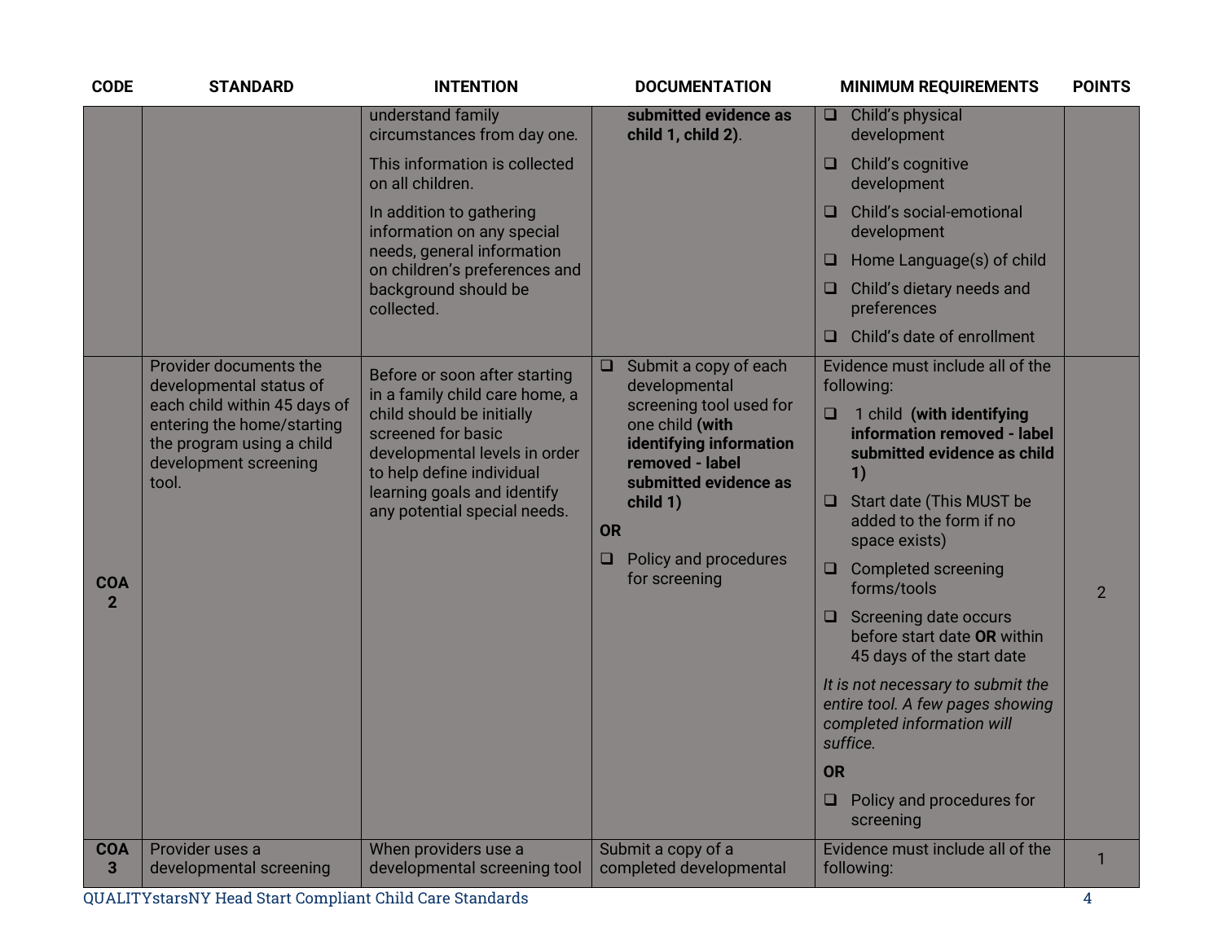| CODE | STANDARD | INTENTION | DOCUMENTATION | MINIMUM REQUIREMENTS | POINTS |
|---|---|---|---|---|---|
| | | understand family circumstances from day one.<br><br>This information is collected on all children.<br><br>In addition to gathering information on any special needs, general information on children's preferences and background should be collected. | **submitted evidence as child 1, child 2**). | ❑ Child's physical development<br>❑ Child's cognitive development<br>❑ Child's social-emotional development<br>❑ Home Language(s) of child<br>❑ Child's dietary needs and preferences<br>❑ Child's date of enrollment | |
| **COA 2** | Provider documents the developmental status of each child within 45 days of entering the home/starting the program using a child development screening tool. | Before or soon after starting in a family child care home, a child should be initially screened for basic developmental levels in order to help define individual learning goals and identify any potential special needs. | ❑ Submit a copy of each developmental screening tool used for one child **(with identifying information removed - label submitted evidence as child 1)**<br><br>**OR**<br><br>❑ Policy and procedures for screening | Evidence must include all of the following:<br>❑ 1 child **(with identifying information removed - label submitted evidence as child 1)**<br>❑ Start date (This MUST be added to the form if no space exists)<br>❑ Completed screening forms/tools<br>❑ Screening date occurs before start date **OR** within 45 days of the start date<br><br>*It is not necessary to submit the entire tool. A few pages showing completed information will suffice.*<br><br>**OR**<br><br>❑ Policy and procedures for screening | 2 |
| **COA 3** | Provider uses a developmental screening | When providers use a developmental screening tool | Submit a copy of a completed developmental | Evidence must include all of the following: | 1 |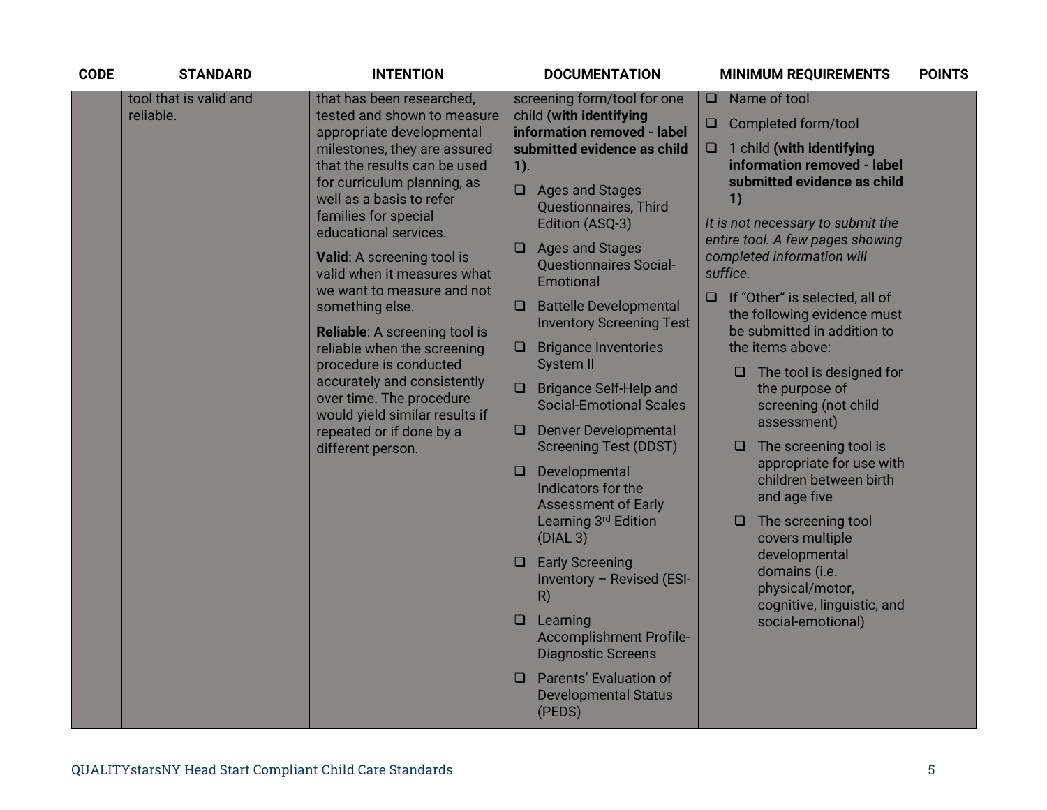| CODE | STANDARD | INTENTION | DOCUMENTATION | MINIMUM REQUIREMENTS | POINTS |
|---|---|---|---|---|---|
| | tool that is valid and reliable. | that has been researched, tested and shown to measure appropriate developmental milestones, they are assured that the results can be used for curriculum planning, as well as a basis to refer families for special educational services.<br><br>**Valid**: A screening tool is valid when it measures what we want to measure and not something else.<br><br>**Reliable**: A screening tool is reliable when the screening procedure is conducted accurately and consistently over time. The procedure would yield similar results if repeated or if done by a different person. | screening form/tool for one child **(with identifying information removed - label submitted evidence as child 1)**.<br><br>❑ Ages and Stages Questionnaires, Third Edition (ASQ-3)<br>❑ Ages and Stages Questionnaires Social-Emotional<br>❑ Battelle Developmental Inventory Screening Test<br>❑ Brigance Inventories System II<br>❑ Brigance Self-Help and Social-Emotional Scales<br>❑ Denver Developmental Screening Test (DDST)<br>❑ Developmental Indicators for the Assessment of Early Learning 3rd Edition (DIAL 3)<br>❑ Early Screening Inventory – Revised (ESI-R)<br>❑ Learning Accomplishment Profile-Diagnostic Screens<br>❑ Parents' Evaluation of Developmental Status (PEDS) | ❑ Name of tool<br>❑ Completed form/tool<br>❑ 1 child **(with identifying information removed - label submitted evidence as child 1)**<br><br>*It is not necessary to submit the entire tool. A few pages showing completed information will suffice.*<br><br>❑ If "Other" is selected, all of the following evidence must be submitted in addition to the items above:<br>&nbsp;&nbsp;❑ The tool is designed for the purpose of screening (not child assessment)<br>&nbsp;&nbsp;❑ The screening tool is appropriate for use with children between birth and age five<br>&nbsp;&nbsp;❑ The screening tool covers multiple developmental domains (i.e. physical/motor, cognitive, linguistic, and social-emotional) | |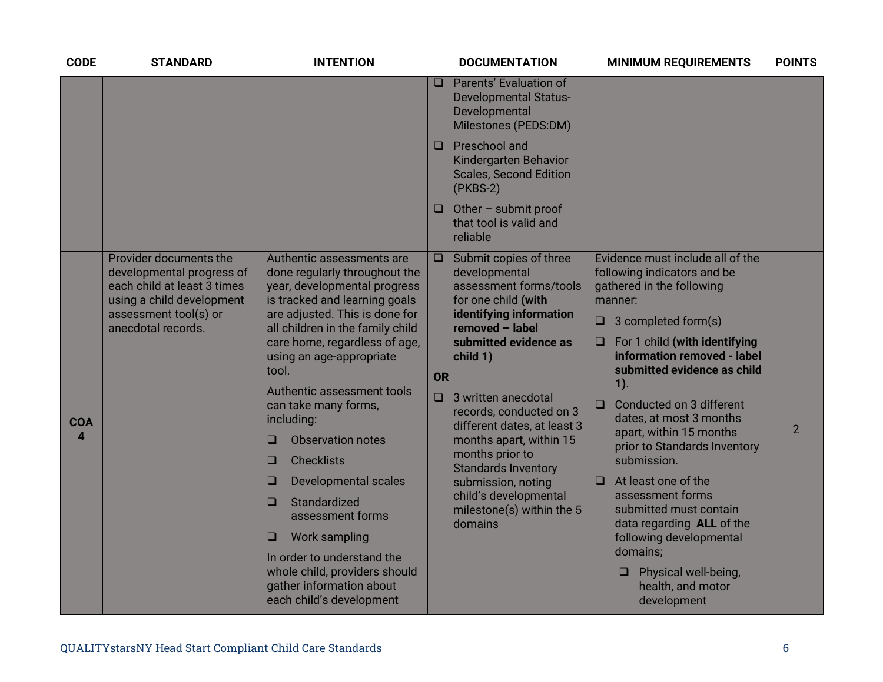| CODE | STANDARD | INTENTION | DOCUMENTATION | MINIMUM REQUIREMENTS | POINTS |
|---|---|---|---|---|---|
| | | | ❑ Parents' Evaluation of Developmental Status-Developmental Milestones (PEDS:DM)<br>❑ Preschool and Kindergarten Behavior Scales, Second Edition (PKBS-2)<br>❑ Other – submit proof that tool is valid and reliable | | |
| **COA 4** | Provider documents the developmental progress of each child at least 3 times using a child development assessment tool(s) or anecdotal records. | Authentic assessments are done regularly throughout the year, developmental progress is tracked and learning goals are adjusted. This is done for all children in the family child care home, regardless of age, using an age-appropriate tool.<br><br>Authentic assessment tools can take many forms, including:<br>❑ Observation notes<br>❑ Checklists<br>❑ Developmental scales<br>❑ Standardized assessment forms<br>❑ Work sampling<br><br>In order to understand the whole child, providers should gather information about each child's development | ❑ Submit copies of three developmental assessment forms/tools for one child **(with identifying information removed – label submitted evidence as child 1)**<br><br>**OR**<br><br>❑ 3 written anecdotal records, conducted on 3 different dates, at least 3 months apart, within 15 months prior to Standards Inventory submission, noting child's developmental milestone(s) within the 5 domains | Evidence must include all of the following indicators and be gathered in the following manner:<br>❑ 3 completed form(s)<br>❑ For 1 child **(with identifying information removed - label submitted evidence as child 1)**.<br>❑ Conducted on 3 different dates, at most 3 months apart, within 15 months prior to Standards Inventory submission.<br>❑ At least one of the assessment forms submitted must contain data regarding **ALL** of the following developmental domains;<br>  ❑ Physical well-being, health, and motor development | 2 |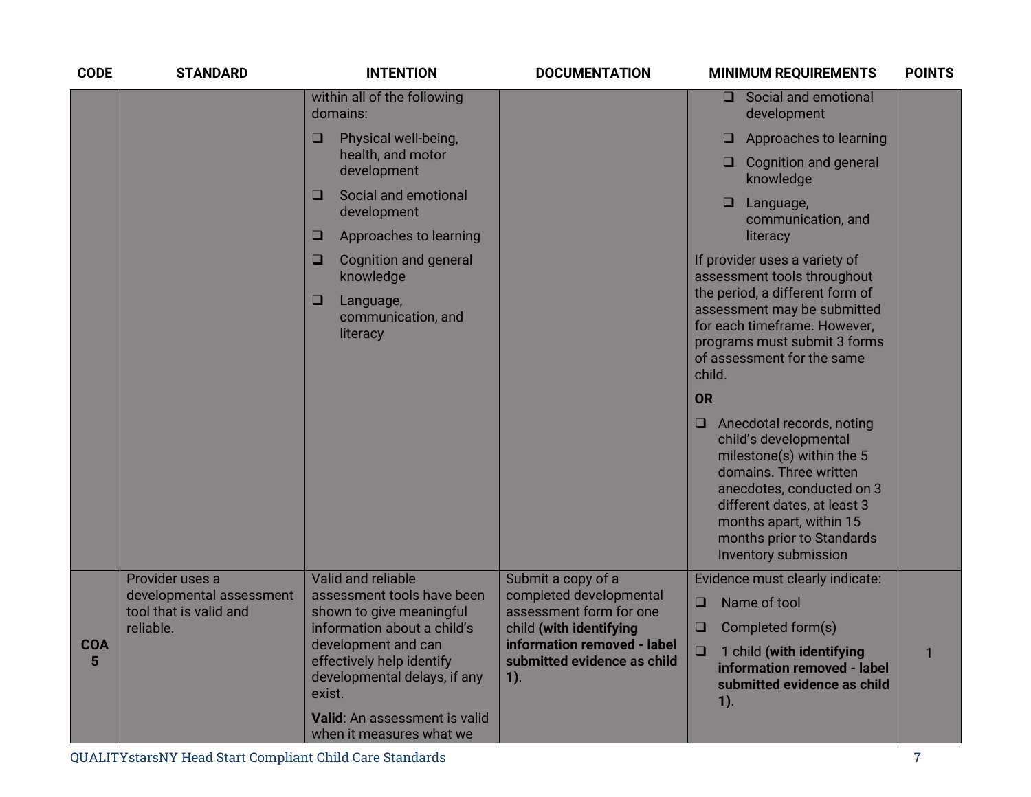| CODE | STANDARD | INTENTION | DOCUMENTATION | MINIMUM REQUIREMENTS | POINTS |
|---|---|---|---|---|---|
| | | within all of the following domains:<br>❑ Physical well-being, health, and motor development<br>❑ Social and emotional development<br>❑ Approaches to learning<br>❑ Cognition and general knowledge<br>❑ Language, communication, and literacy | | ❑ Social and emotional development<br>❑ Approaches to learning<br>❑ Cognition and general knowledge<br>❑ Language, communication, and literacy<br>If provider uses a variety of assessment tools throughout the period, a different form of assessment may be submitted for each timeframe. However, programs must submit 3 forms of assessment for the same child.<br>**OR**<br>❑ Anecdotal records, noting child's developmental milestone(s) within the 5 domains. Three written anecdotes, conducted on 3 different dates, at least 3 months apart, within 15 months prior to Standards Inventory submission | |
| **COA 5** | Provider uses a developmental assessment tool that is valid and reliable. | Valid and reliable assessment tools have been shown to give meaningful information about a child's development and can effectively help identify developmental delays, if any exist.<br>**Valid**: An assessment is valid when it measures what we | Submit a copy of a completed developmental assessment form for one child **(with identifying information removed - label submitted evidence as child 1)**. | Evidence must clearly indicate:<br>❑ Name of tool<br>❑ Completed form(s)<br>❑ 1 child **(with identifying information removed - label submitted evidence as child 1)**. | 1 |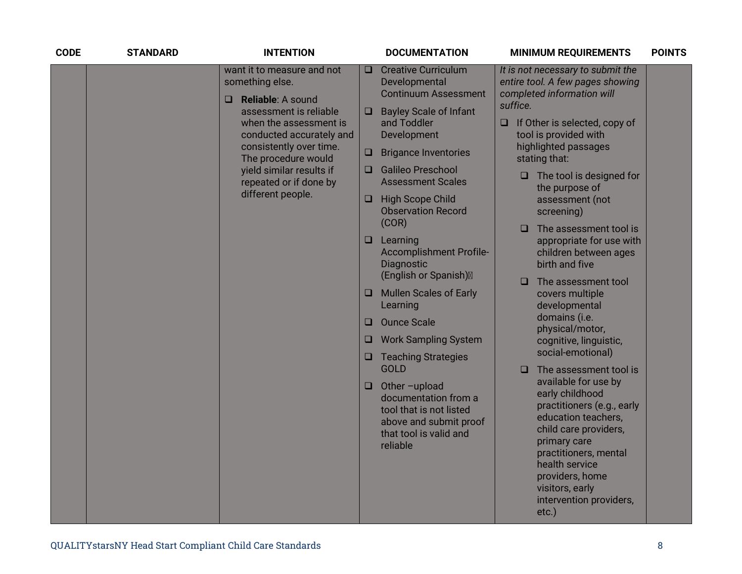| CODE | STANDARD | INTENTION | DOCUMENTATION | MINIMUM REQUIREMENTS | POINTS |
|---|---|---|---|---|---|
| | | want it to measure and not something else.<br><br>❑ **Reliable**: A sound assessment is reliable when the assessment is conducted accurately and consistently over time. The procedure would yield similar results if repeated or if done by different people. | ❑ Creative Curriculum Developmental Continuum Assessment<br><br>❑ Bayley Scale of Infant and Toddler Development<br><br>❑ Brigance Inventories<br><br>❑ Galileo Preschool Assessment Scales<br><br>❑ High Scope Child Observation Record (COR)<br><br>❑ Learning Accomplishment Profile-Diagnostic (English or Spanish)<br><br>❑ Mullen Scales of Early Learning<br><br>❑ Ounce Scale<br><br>❑ Work Sampling System<br><br>❑ Teaching Strategies GOLD<br><br>❑ Other –upload documentation from a tool that is not listed above and submit proof that tool is valid and reliable | *It is not necessary to submit the entire tool. A few pages showing completed information will suffice.*<br><br>❑ If Other is selected, copy of tool is provided with highlighted passages stating that:<br><br>❑ The tool is designed for the purpose of assessment (not screening)<br><br>❑ The assessment tool is appropriate for use with children between ages birth and five<br><br>❑ The assessment tool covers multiple developmental domains (i.e. physical/motor, cognitive, linguistic, social-emotional)<br><br>❑ The assessment tool is available for use by early childhood practitioners (e.g., early education teachers, child care providers, primary care practitioners, mental health service providers, home visitors, early intervention providers, etc.) | |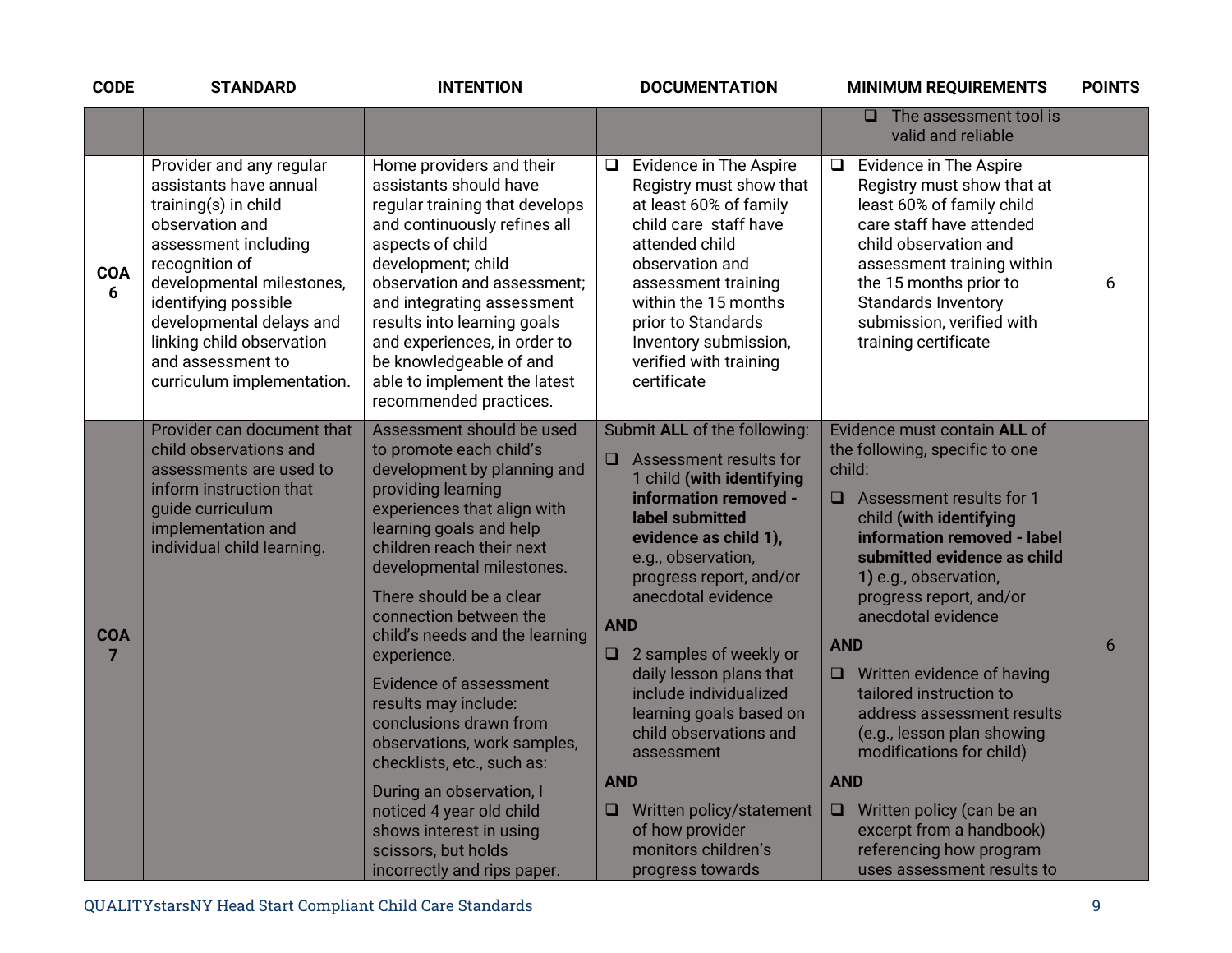| CODE | STANDARD | INTENTION | DOCUMENTATION | MINIMUM REQUIREMENTS | POINTS |
|---|---|---|---|---|---|
| | | | | ❑ The assessment tool is valid and reliable | |
| **COA 6** | Provider and any regular assistants have annual training(s) in child observation and assessment including recognition of developmental milestones, identifying possible developmental delays and linking child observation and assessment to curriculum implementation. | Home providers and their assistants should have regular training that develops and continuously refines all aspects of child development; child observation and assessment; and integrating assessment results into learning goals and experiences, in order to be knowledgeable of and able to implement the latest recommended practices. | ❑ Evidence in The Aspire Registry must show that at least 60% of family child care staff have attended child observation and assessment training within the 15 months prior to Standards Inventory submission, verified with training certificate | ❑ Evidence in The Aspire Registry must show that at least 60% of family child care staff have attended child observation and assessment training within the 15 months prior to Standards Inventory submission, verified with training certificate | 6 |
| **COA 7** | Provider can document that child observations and assessments are used to inform instruction that guide curriculum implementation and individual child learning. | Assessment should be used to promote each child's development by planning and providing learning experiences that align with learning goals and help children reach their next developmental milestones.<br><br>There should be a clear connection between the child's needs and the learning experience.<br><br>Evidence of assessment results may include: conclusions drawn from observations, work samples, checklists, etc., such as:<br><br>During an observation, I noticed 4 year old child shows interest in using scissors, but holds incorrectly and rips paper. | Submit **ALL** of the following:<br><br>❑ Assessment results for 1 child **(with identifying information removed - label submitted evidence as child 1),** e.g., observation, progress report, and/or anecdotal evidence<br><br>**AND**<br><br>❑ 2 samples of weekly or daily lesson plans that include individualized learning goals based on child observations and assessment<br><br>**AND**<br><br>❑ Written policy/statement of how provider monitors children's progress towards | Evidence must contain **ALL** of the following, specific to one child:<br><br>❑ Assessment results for 1 child **(with identifying information removed - label submitted evidence as child 1)** e.g., observation, progress report, and/or anecdotal evidence<br><br>**AND**<br><br>❑ Written evidence of having tailored instruction to address assessment results (e.g., lesson plan showing modifications for child)<br><br>**AND**<br><br>❑ Written policy (can be an excerpt from a handbook) referencing how program uses assessment results to | 6 |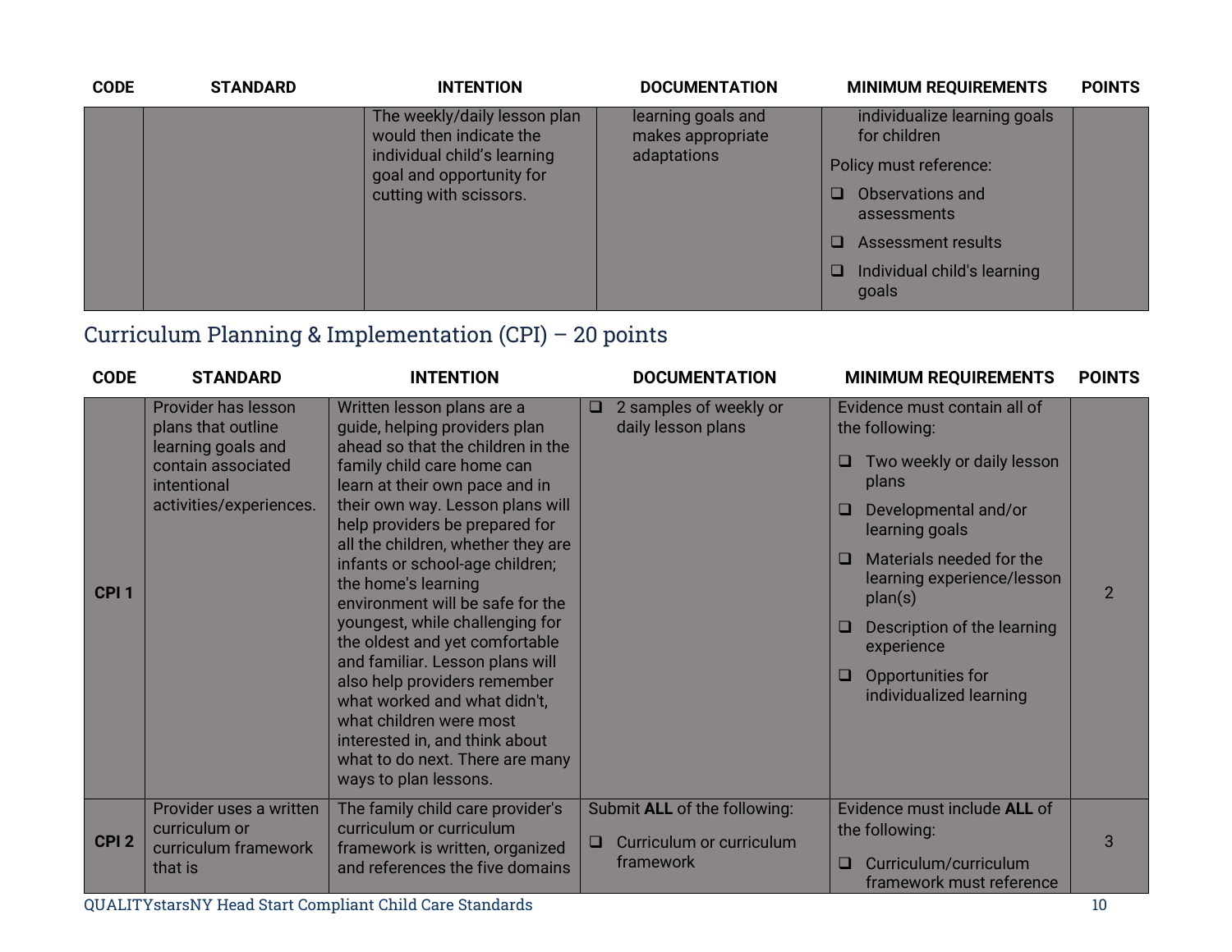| CODE | STANDARD | INTENTION | DOCUMENTATION | MINIMUM REQUIREMENTS | POINTS |
|---|---|---|---|---|---|
| | | The weekly/daily lesson plan would then indicate the individual child's learning goal and opportunity for cutting with scissors. | learning goals and makes appropriate adaptations | individualize learning goals for children<br><br>Policy must reference:<br>❑ Observations and assessments<br>❑ Assessment results<br>❑ Individual child's learning goals | |

## Curriculum Planning & Implementation (CPI) – 20 points

| CODE | STANDARD | INTENTION | DOCUMENTATION | MINIMUM REQUIREMENTS | POINTS |
|---|---|---|---|---|---|
| CPI 1 | Provider has lesson plans that outline learning goals and contain associated intentional activities/experiences. | Written lesson plans are a guide, helping providers plan ahead so that the children in the family child care home can learn at their own pace and in their own way. Lesson plans will help providers be prepared for all the children, whether they are infants or school-age children; the home's learning environment will be safe for the youngest, while challenging for the oldest and yet comfortable and familiar. Lesson plans will also help providers remember what worked and what didn't, what children were most interested in, and think about what to do next. There are many ways to plan lessons. | ❑ 2 samples of weekly or daily lesson plans | Evidence must contain all of the following:<br>❑ Two weekly or daily lesson plans<br>❑ Developmental and/or learning goals<br>❑ Materials needed for the learning experience/lesson plan(s)<br>❑ Description of the learning experience<br>❑ Opportunities for individualized learning | 2 |
| CPI 2 | Provider uses a written curriculum or curriculum framework that is | The family child care provider's curriculum or curriculum framework is written, organized and references the five domains | Submit **ALL** of the following:<br>❑ Curriculum or curriculum framework | Evidence must include **ALL** of the following:<br>❑ Curriculum/curriculum framework must reference | 3 |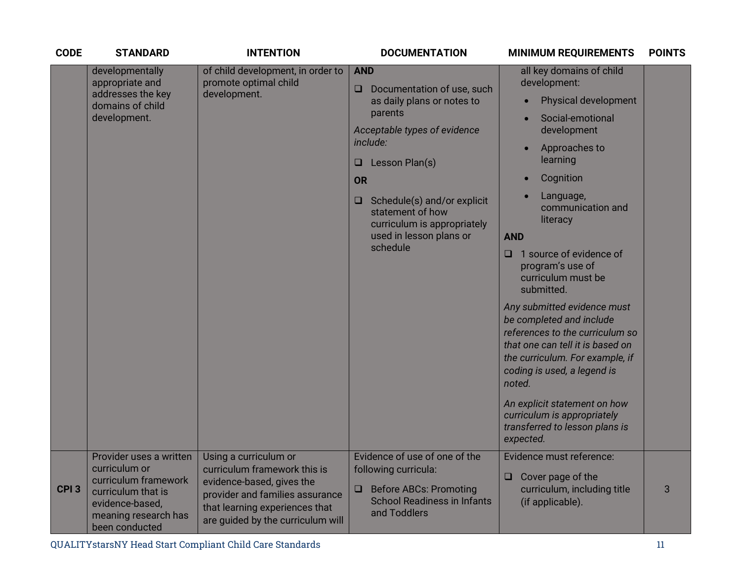| CODE | STANDARD | INTENTION | DOCUMENTATION | MINIMUM REQUIREMENTS | POINTS |
|---|---|---|---|---|---|
| | developmentally appropriate and addresses the key domains of child development. | of child development, in order to promote optimal child development. | **AND**<br>❑ Documentation of use, such as daily plans or notes to parents<br>*Acceptable types of evidence include:*<br>❑ Lesson Plan(s)<br>**OR**<br>❑ Schedule(s) and/or explicit statement of how curriculum is appropriately used in lesson plans or schedule | all key domains of child development:<br>• Physical development<br>• Social-emotional development<br>• Approaches to learning<br>• Cognition<br>• Language, communication and literacy<br>**AND**<br>❑ 1 source of evidence of program's use of curriculum must be submitted.<br>*Any submitted evidence must be completed and include references to the curriculum so that one can tell it is based on the curriculum. For example, if coding is used, a legend is noted.*<br>*An explicit statement on how curriculum is appropriately transferred to lesson plans is expected.* | |
| **CPI 3** | Provider uses a written curriculum or curriculum framework curriculum that is evidence-based, meaning research has been conducted | Using a curriculum or curriculum framework this is evidence-based, gives the provider and families assurance that learning experiences that are guided by the curriculum will | Evidence of use of one of the following curricula:<br>❑ Before ABCs: Promoting School Readiness in Infants and Toddlers | Evidence must reference:<br>❑ Cover page of the curriculum, including title (if applicable). | 3 |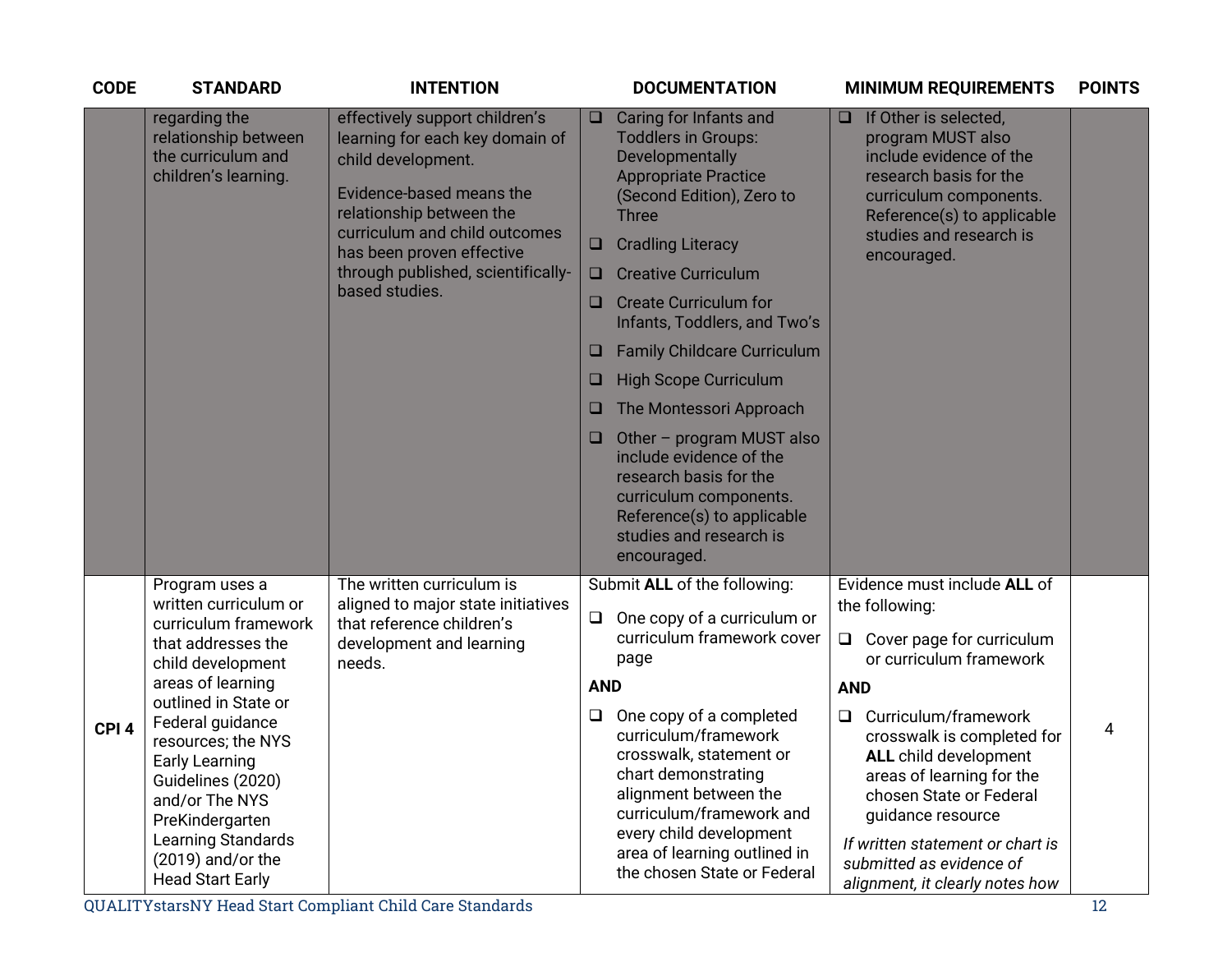| CODE | STANDARD | INTENTION | DOCUMENTATION | MINIMUM REQUIREMENTS | POINTS |
|---|---|---|---|---|---|
| | regarding the relationship between the curriculum and children's learning. | effectively support children's learning for each key domain of child development.<br><br>Evidence-based means the relationship between the curriculum and child outcomes has been proven effective through published, scientifically-based studies. | ❑ Caring for Infants and Toddlers in Groups: Developmentally Appropriate Practice (Second Edition), Zero to Three<br><br>❑ Cradling Literacy<br><br>❑ Creative Curriculum<br><br>❑ Create Curriculum for Infants, Toddlers, and Two's<br><br>❑ Family Childcare Curriculum<br><br>❑ High Scope Curriculum<br><br>❑ The Montessori Approach<br><br>❑ Other – program MUST also include evidence of the research basis for the curriculum components. Reference(s) to applicable studies and research is encouraged. | ❑ If Other is selected, program MUST also include evidence of the research basis for the curriculum components. Reference(s) to applicable studies and research is encouraged. | |
| CPI 4 | Program uses a written curriculum or curriculum framework that addresses the child development areas of learning outlined in State or Federal guidance resources; the NYS Early Learning Guidelines (2020) and/or The NYS PreKindergarten Learning Standards (2019) and/or the Head Start Early | The written curriculum is aligned to major state initiatives that reference children's development and learning needs. | Submit **ALL** of the following:<br><br>❑ One copy of a curriculum or curriculum framework cover page<br><br>**AND**<br><br>❑ One copy of a completed curriculum/framework crosswalk, statement or chart demonstrating alignment between the curriculum/framework and every child development area of learning outlined in the chosen State or Federal | Evidence must include **ALL** of the following:<br><br>❑ Cover page for curriculum or curriculum framework<br><br>**AND**<br><br>❑ Curriculum/framework crosswalk is completed for **ALL** child development areas of learning for the chosen State or Federal guidance resource<br><br>*If written statement or chart is submitted as evidence of alignment, it clearly notes how* | 4 |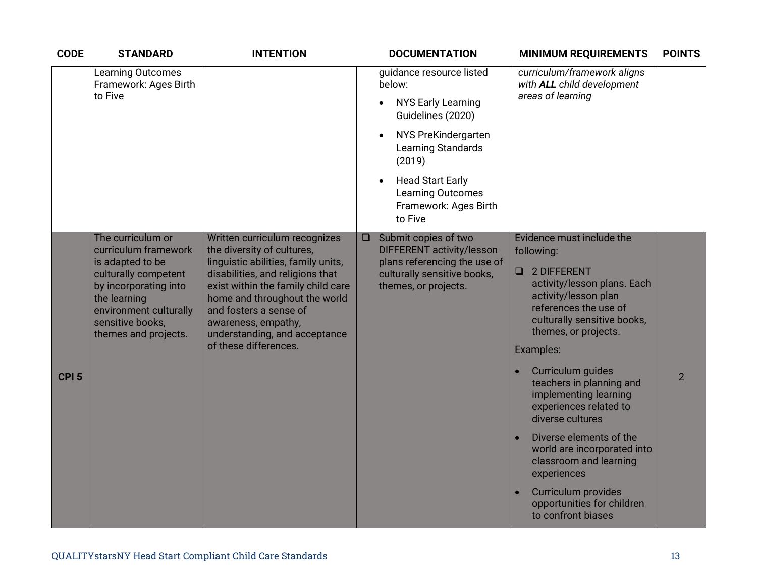| CODE | STANDARD | INTENTION | DOCUMENTATION | MINIMUM REQUIREMENTS | POINTS |
|---|---|---|---|---|---|
| | Learning Outcomes Framework: Ages Birth to Five | | guidance resource listed below: <br>• NYS Early Learning Guidelines (2020) <br>• NYS PreKindergarten Learning Standards (2019) <br>• Head Start Early Learning Outcomes Framework: Ages Birth to Five | *curriculum/framework aligns with **ALL** child development areas of learning* | |
| **CPI 5** | The curriculum or curriculum framework is adapted to be culturally competent by incorporating into the learning environment culturally sensitive books, themes and projects. | Written curriculum recognizes the diversity of cultures, linguistic abilities, family units, disabilities, and religions that exist within the family child care home and throughout the world and fosters a sense of awareness, empathy, understanding, and acceptance of these differences. | ❑ Submit copies of two DIFFERENT activity/lesson plans referencing the use of culturally sensitive books, themes, or projects. | Evidence must include the following: <br>❑ 2 DIFFERENT activity/lesson plans. Each activity/lesson plan references the use of culturally sensitive books, themes, or projects. <br>Examples: <br>• Curriculum guides teachers in planning and implementing learning experiences related to diverse cultures <br>• Diverse elements of the world are incorporated into classroom and learning experiences <br>• Curriculum provides opportunities for children to confront biases | 2 |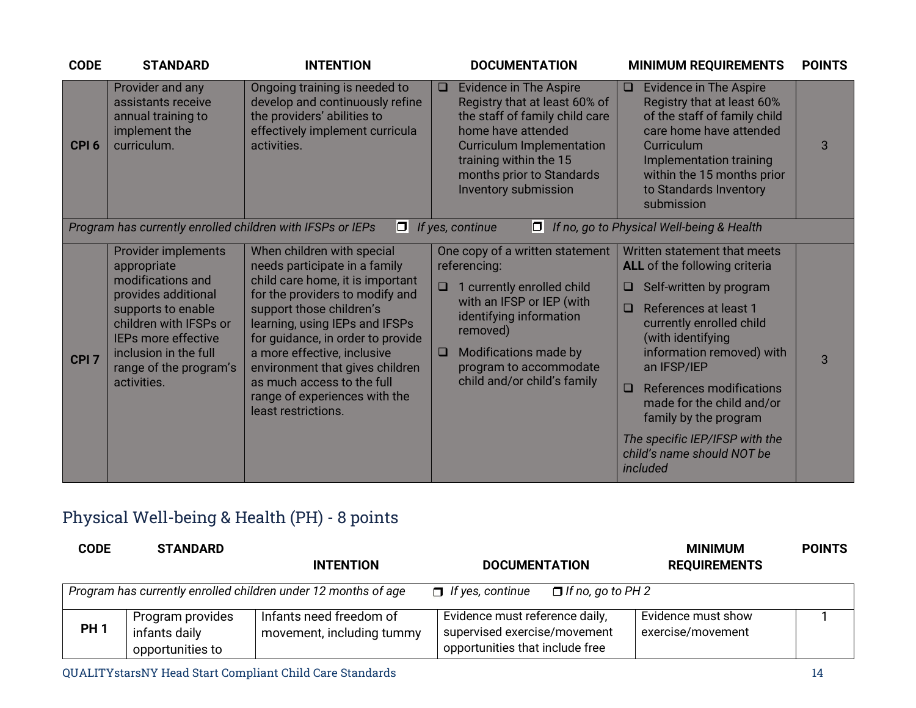| CODE | STANDARD | INTENTION | DOCUMENTATION | MINIMUM REQUIREMENTS | POINTS |
|---|---|---|---|---|---|
| **CPI 6** | Provider and any assistants receive annual training to implement the curriculum. | Ongoing training is needed to develop and continuously refine the providers' abilities to effectively implement curricula activities. | ❑ Evidence in The Aspire Registry that at least 60% of the staff of family child care home have attended Curriculum Implementation training within the 15 months prior to Standards Inventory submission | ❑ Evidence in The Aspire Registry that at least 60% of the staff of family child care home have attended Curriculum Implementation training within the 15 months prior to Standards Inventory submission | 3 |
| *Program has currently enrolled children with IFSPs or IEPs* | | ❒ *If yes, continue* | ❒ *If no, go to Physical Well-being & Health* | | |
| **CPI 7** | Provider implements appropriate modifications and provides additional supports to enable children with IFSPs or IEPs more effective inclusion in the full range of the program's activities. | When children with special needs participate in a family child care home, it is important for the providers to modify and support those children's learning, using IEPs and IFSPs for guidance, in order to provide a more effective, inclusive environment that gives children as much access to the full range of experiences with the least restrictions. | One copy of a written statement referencing:<br>❑ 1 currently enrolled child with an IFSP or IEP (with identifying information removed)<br>❑ Modifications made by program to accommodate child and/or child's family | Written statement that meets **ALL** of the following criteria<br>❑ Self-written by program<br>❑ References at least 1 currently enrolled child (with identifying information removed) with an IFSP/IEP<br>❑ References modifications made for the child and/or family by the program<br>*The specific IEP/IFSP with the child's name should NOT be included* | 3 |

## Physical Well-being & Health (PH) - 8 points

| CODE | STANDARD | INTENTION | DOCUMENTATION | MINIMUM REQUIREMENTS | POINTS |
|---|---|---|---|---|---|
| *Program has currently enrolled children under 12 months of age* | | ❒ *If yes, continue* | ❒ *If no, go to PH 2* | | |
| **PH 1** | Program provides infants daily opportunities to | Infants need freedom of movement, including tummy | Evidence must reference daily, supervised exercise/movement opportunities that include free | Evidence must show exercise/movement | 1 |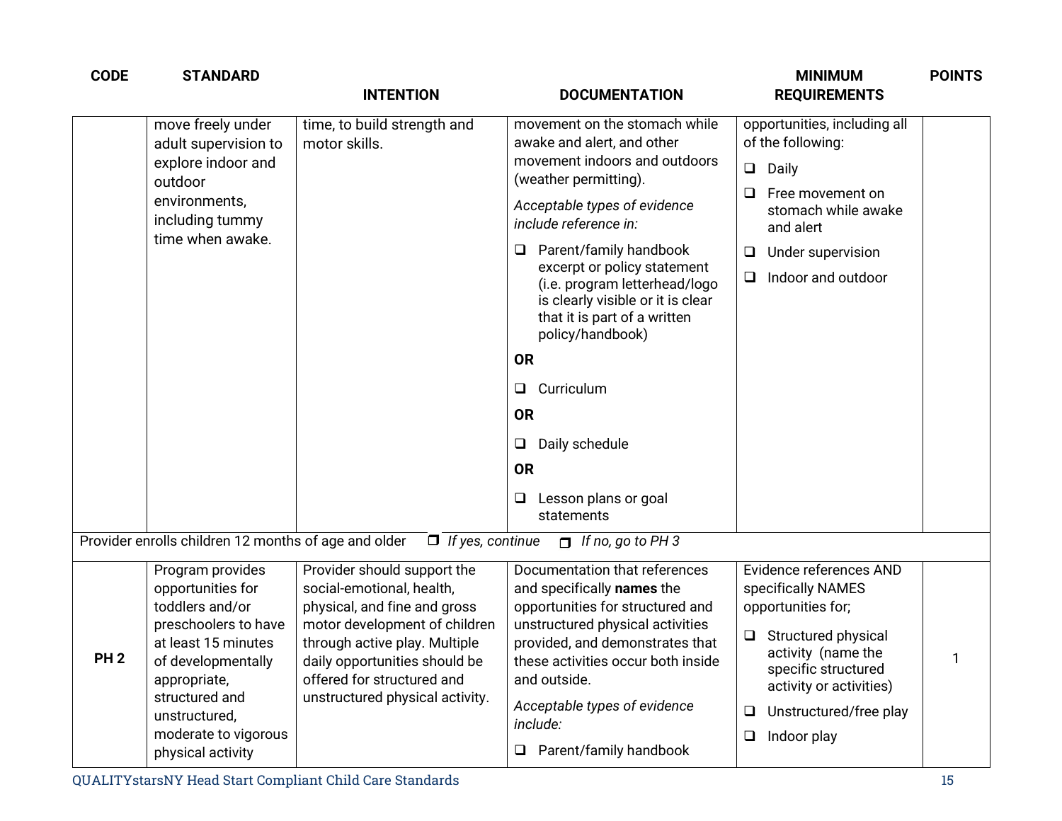| CODE | STANDARD | INTENTION | DOCUMENTATION | MINIMUM REQUIREMENTS | POINTS |
|---|---|---|---|---|---|
| | move freely under adult supervision to explore indoor and outdoor environments, including tummy time when awake. | time, to build strength and motor skills. | movement on the stomach while awake and alert, and other movement indoors and outdoors (weather permitting).<br><br>*Acceptable types of evidence include reference in:*<br><br>❑ Parent/family handbook excerpt or policy statement (i.e. program letterhead/logo is clearly visible or it is clear that it is part of a written policy/handbook)<br><br>**OR**<br><br>❑ Curriculum<br><br>**OR**<br><br>❑ Daily schedule<br><br>**OR**<br><br>❑ Lesson plans or goal statements | opportunities, including all of the following:<br><br>❑ Daily<br><br>❑ Free movement on stomach while awake and alert<br><br>❑ Under supervision<br><br>❑ Indoor and outdoor | |
| Provider enrolls children 12 months of age and older ❐ *If yes, continue* ❐ *If no, go to PH 3* | | | | | |
| **PH 2** | Program provides opportunities for toddlers and/or preschoolers to have at least 15 minutes of developmentally appropriate, structured and unstructured, moderate to vigorous physical activity | Provider should support the social-emotional, health, physical, and fine and gross motor development of children through active play. Multiple daily opportunities should be offered for structured and unstructured physical activity. | Documentation that references and specifically **names** the opportunities for structured and unstructured physical activities provided, and demonstrates that these activities occur both inside and outside.<br><br>*Acceptable types of evidence include:*<br><br>❑ Parent/family handbook | Evidence references AND specifically NAMES opportunities for;<br><br>❑ Structured physical activity (name the specific structured activity or activities)<br><br>❑ Unstructured/free play<br><br>❑ Indoor play | 1 |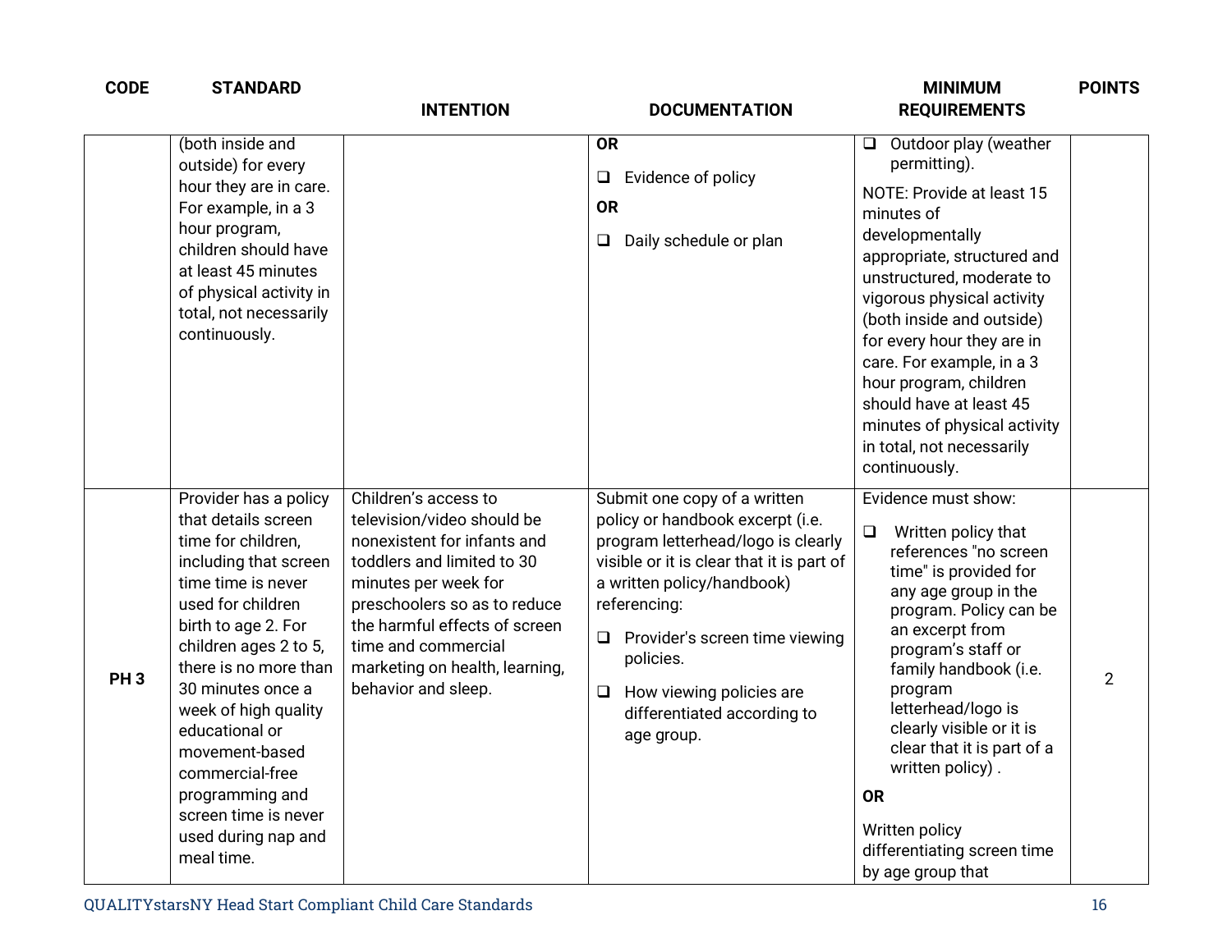| CODE | STANDARD | INTENTION | DOCUMENTATION | MINIMUM REQUIREMENTS | POINTS |
|---|---|---|---|---|---|
| | (both inside and outside) for every hour they are in care. For example, in a 3 hour program, children should have at least 45 minutes of physical activity in total, not necessarily continuously. | | **OR**<br>❑ Evidence of policy<br>**OR**<br>❑ Daily schedule or plan | ❑ Outdoor play (weather permitting).<br>NOTE: Provide at least 15 minutes of developmentally appropriate, structured and unstructured, moderate to vigorous physical activity (both inside and outside) for every hour they are in care. For example, in a 3 hour program, children should have at least 45 minutes of physical activity in total, not necessarily continuously. | |
| **PH 3** | Provider has a policy that details screen time for children, including that screen time time is never used for children birth to age 2. For children ages 2 to 5, there is no more than 30 minutes once a week of high quality educational or movement-based commercial-free programming and screen time is never used during nap and meal time. | Children's access to television/video should be nonexistent for infants and toddlers and limited to 30 minutes per week for preschoolers so as to reduce the harmful effects of screen time and commercial marketing on health, learning, behavior and sleep. | Submit one copy of a written policy or handbook excerpt (i.e. program letterhead/logo is clearly visible or it is clear that it is part of a written policy/handbook) referencing:<br>❑ Provider's screen time viewing policies.<br>❑ How viewing policies are differentiated according to age group. | Evidence must show:<br>❑ Written policy that references "no screen time" is provided for any age group in the program. Policy can be an excerpt from program's staff or family handbook (i.e. program letterhead/logo is clearly visible or it is clear that it is part of a written policy) .<br>**OR**<br>Written policy differentiating screen time by age group that | 2 |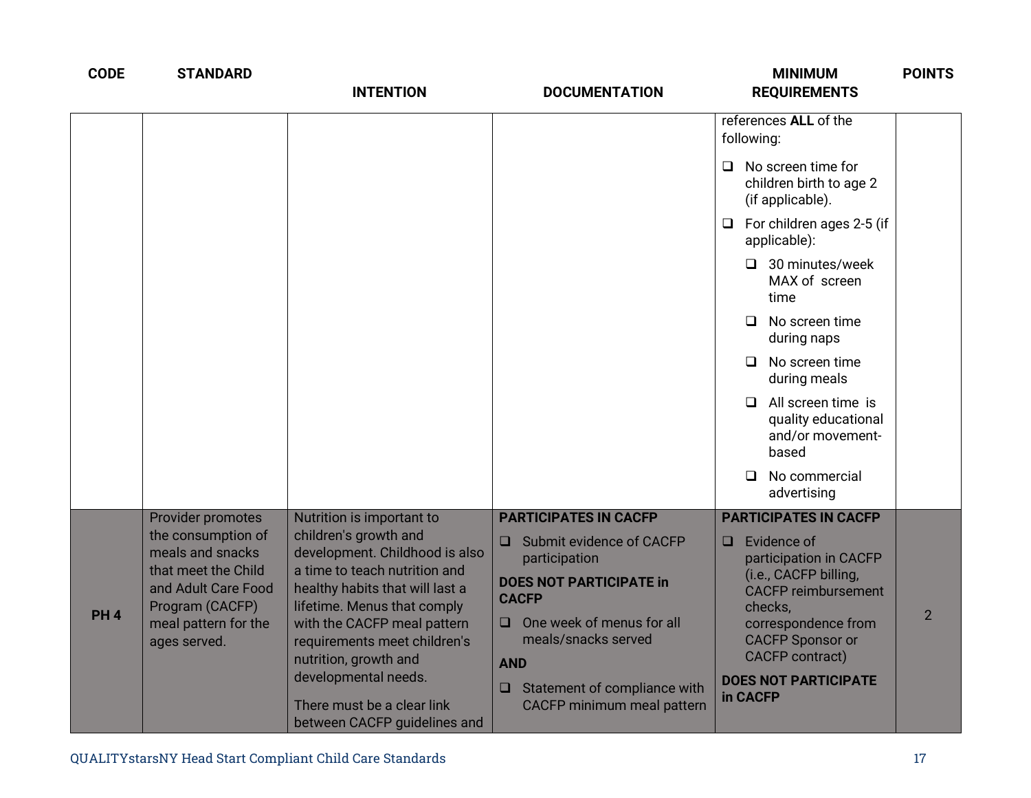| CODE | STANDARD | INTENTION | DOCUMENTATION | MINIMUM REQUIREMENTS | POINTS |
|---|---|---|---|---|---|
| | | | | references **ALL** of the following:<br>❑ No screen time for children birth to age 2 (if applicable).<br>❑ For children ages 2-5 (if applicable):<br>&nbsp;&nbsp;❑ 30 minutes/week MAX of screen time<br>&nbsp;&nbsp;❑ No screen time during naps<br>&nbsp;&nbsp;❑ No screen time during meals<br>&nbsp;&nbsp;❑ All screen time is quality educational and/or movement-based<br>&nbsp;&nbsp;❑ No commercial advertising | |
| **PH 4** | Provider promotes the consumption of meals and snacks that meet the Child and Adult Care Food Program (CACFP) meal pattern for the ages served. | Nutrition is important to children's growth and development. Childhood is also a time to teach nutrition and healthy habits that will last a lifetime. Menus that comply with the CACFP meal pattern requirements meet children's nutrition, growth and developmental needs.<br><br>There must be a clear link between CACFP guidelines and | **PARTICIPATES IN CACFP**<br>❑ Submit evidence of CACFP participation<br>**DOES NOT PARTICIPATE in CACFP**<br>❑ One week of menus for all meals/snacks served<br>**AND**<br>❑ Statement of compliance with CACFP minimum meal pattern | **PARTICIPATES IN CACFP**<br>❑ Evidence of participation in CACFP (i.e., CACFP billing, CACFP reimbursement checks, correspondence from CACFP Sponsor or CACFP contract)<br>**DOES NOT PARTICIPATE in CACFP** | 2 |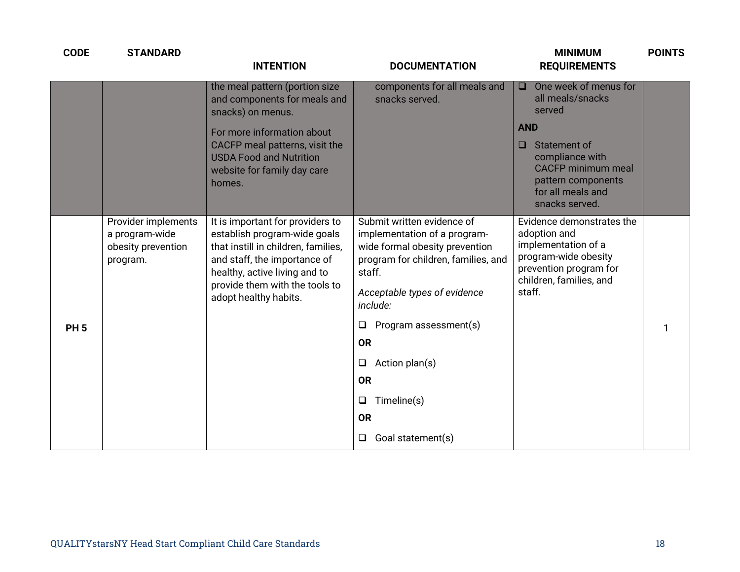| CODE | STANDARD | INTENTION | DOCUMENTATION | MINIMUM REQUIREMENTS | POINTS |
|---|---|---|---|---|---|
| | | the meal pattern (portion size and components for meals and snacks) on menus.<br><br>For more information about CACFP meal patterns, visit the USDA Food and Nutrition website for family day care homes. | components for all meals and snacks served. | ❑ One week of menus for all meals/snacks served<br><br>**AND**<br><br>❑ Statement of compliance with CACFP minimum meal pattern components for all meals and snacks served. | |
| **PH 5** | Provider implements a program-wide obesity prevention program. | It is important for providers to establish program-wide goals that instill in children, families, and staff, the importance of healthy, active living and to provide them with the tools to adopt healthy habits. | Submit written evidence of implementation of a program-wide formal obesity prevention program for children, families, and staff.<br><br>*Acceptable types of evidence include:*<br><br>❑ Program assessment(s)<br><br>**OR**<br><br>❑ Action plan(s)<br><br>**OR**<br><br>❑ Timeline(s)<br><br>**OR**<br><br>❑ Goal statement(s) | Evidence demonstrates the adoption and implementation of a program-wide obesity prevention program for children, families, and staff. | 1 |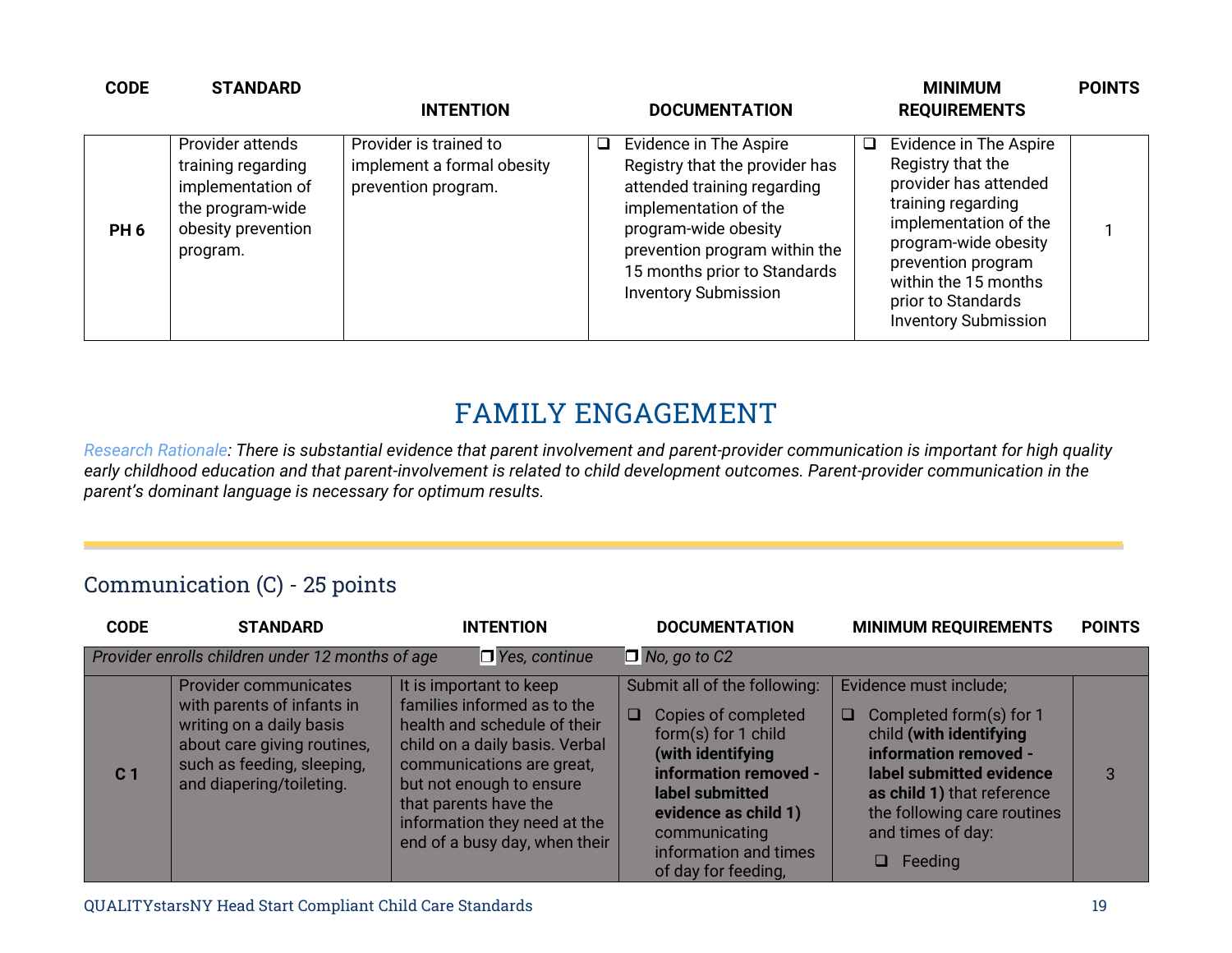| CODE | STANDARD | INTENTION | DOCUMENTATION | MINIMUM REQUIREMENTS | POINTS |
|---|---|---|---|---|---|
| PH 6 | Provider attends training regarding implementation of the program-wide obesity prevention program. | Provider is trained to implement a formal obesity prevention program. | ❑ Evidence in The Aspire Registry that the provider has attended training regarding implementation of the program-wide obesity prevention program within the 15 months prior to Standards Inventory Submission | ❑ Evidence in The Aspire Registry that the provider has attended training regarding implementation of the program-wide obesity prevention program within the 15 months prior to Standards Inventory Submission | 1 |

# FAMILY ENGAGEMENT

*Research Rationale: There is substantial evidence that parent involvement and parent-provider communication is important for high quality early childhood education and that parent-involvement is related to child development outcomes. Parent-provider communication in the parent's dominant language is necessary for optimum results.*

## Communication (C) - 25 points

| CODE | STANDARD | INTENTION | DOCUMENTATION | MINIMUM REQUIREMENTS | POINTS |
|---|---|---|---|---|---|
| *Provider enrolls children under 12 months of age* | | ❒ *Yes, continue* | ❒ *No, go to C2* | | |
| C 1 | Provider communicates with parents of infants in writing on a daily basis about care giving routines, such as feeding, sleeping, and diapering/toileting. | It is important to keep families informed as to the health and schedule of their child on a daily basis. Verbal communications are great, but not enough to ensure that parents have the information they need at the end of a busy day, when their | Submit all of the following:<br>❑ Copies of completed form(s) for 1 child **(with identifying information removed - label submitted evidence as child 1)** communicating information and times of day for feeding, | Evidence must include;<br>❑ Completed form(s) for 1 child **(with identifying information removed - label submitted evidence as child 1)** that reference the following care routines and times of day:<br>❑ Feeding | 3 |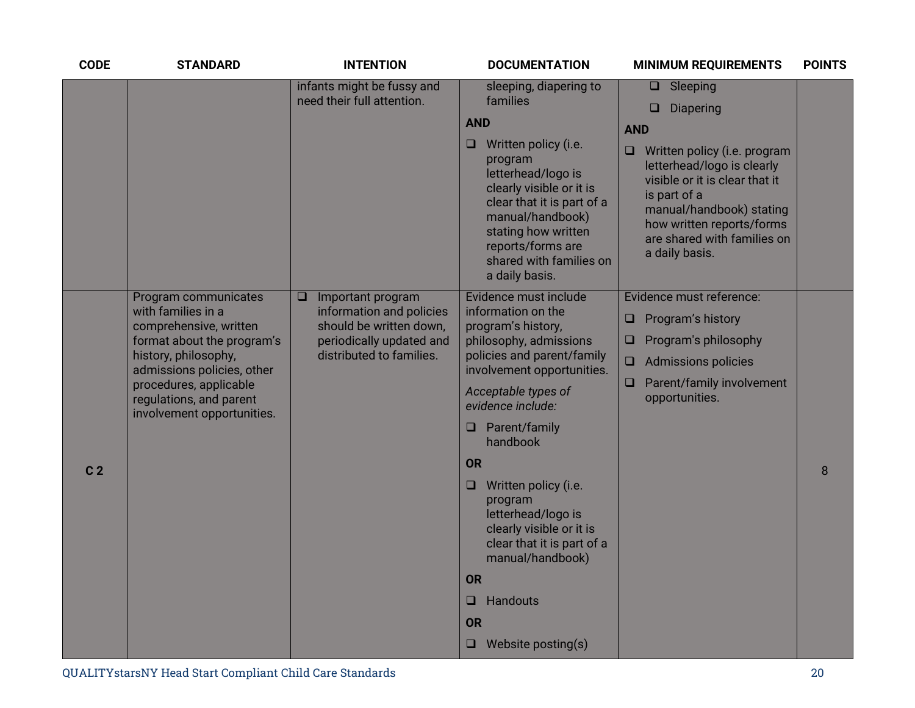| CODE | STANDARD | INTENTION | DOCUMENTATION | MINIMUM REQUIREMENTS | POINTS |
|---|---|---|---|---|---|
| | | infants might be fussy and need their full attention. | sleeping, diapering to families<br>**AND**<br>❑ Written policy (i.e. program letterhead/logo is clearly visible or it is clear that it is part of a manual/handbook) stating how written reports/forms are shared with families on a daily basis. | ❑ Sleeping<br>❑ Diapering<br>**AND**<br>❑ Written policy (i.e. program letterhead/logo is clearly visible or it is clear that it is part of a manual/handbook) stating how written reports/forms are shared with families on a daily basis. | |
| C 2 | Program communicates with families in a comprehensive, written format about the program's history, philosophy, admissions policies, other procedures, applicable regulations, and parent involvement opportunities. | ❑ Important program information and policies should be written down, periodically updated and distributed to families. | Evidence must include information on the program's history, philosophy, admissions policies and parent/family involvement opportunities.<br>*Acceptable types of evidence include:*<br>❑ Parent/family handbook<br>**OR**<br>❑ Written policy (i.e. program letterhead/logo is clearly visible or it is clear that it is part of a manual/handbook)<br>**OR**<br>❑ Handouts<br>**OR**<br>❑ Website posting(s) | Evidence must reference:<br>❑ Program's history<br>❑ Program's philosophy<br>❑ Admissions policies<br>❑ Parent/family involvement opportunities. | 8 |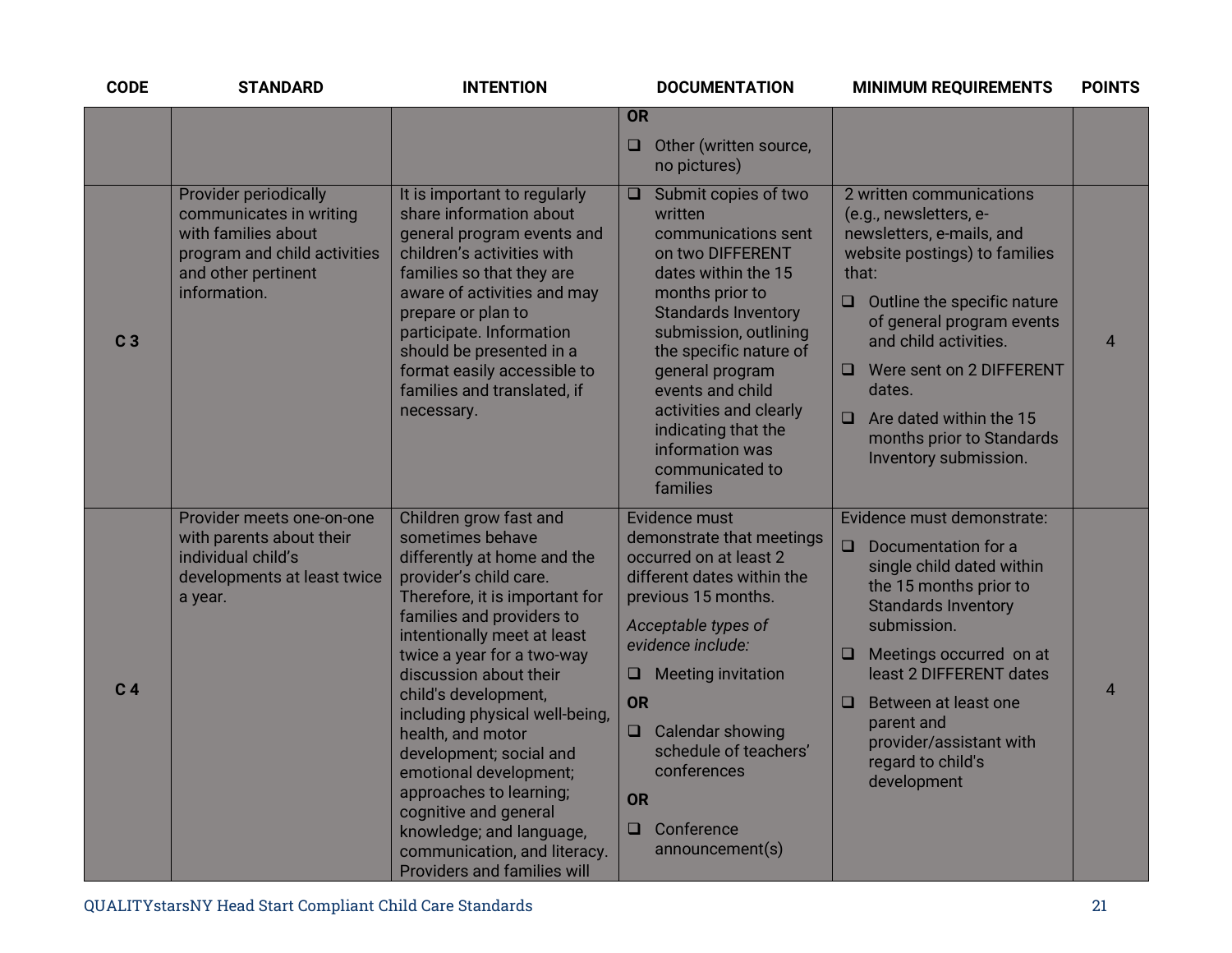| CODE | STANDARD | INTENTION | DOCUMENTATION | MINIMUM REQUIREMENTS | POINTS |
|---|---|---|---|---|---|
| | | | **OR**<br>❑ Other (written source, no pictures) | | |
| C 3 | Provider periodically communicates in writing with families about program and child activities and other pertinent information. | It is important to regularly share information about general program events and children's activities with families so that they are aware of activities and may prepare or plan to participate. Information should be presented in a format easily accessible to families and translated, if necessary. | ❑ Submit copies of two written communications sent on two DIFFERENT dates within the 15 months prior to Standards Inventory submission, outlining the specific nature of general program events and child activities and clearly indicating that the information was communicated to families | 2 written communications (e.g., newsletters, e-newsletters, e-mails, and website postings) to families that:<br>❑ Outline the specific nature of general program events and child activities.<br>❑ Were sent on 2 DIFFERENT dates.<br>❑ Are dated within the 15 months prior to Standards Inventory submission. | 4 |
| C 4 | Provider meets one-on-one with parents about their individual child's developments at least twice a year. | Children grow fast and sometimes behave differently at home and the provider's child care. Therefore, it is important for families and providers to intentionally meet at least twice a year for a two-way discussion about their child's development, including physical well-being, health, and motor development; social and emotional development; approaches to learning; cognitive and general knowledge; and language, communication, and literacy. Providers and families will | Evidence must demonstrate that meetings occurred on at least 2 different dates within the previous 15 months.<br>*Acceptable types of evidence include:*<br>❑ Meeting invitation<br>**OR**<br>❑ Calendar showing schedule of teachers' conferences<br>**OR**<br>❑ Conference announcement(s) | Evidence must demonstrate:<br>❑ Documentation for a single child dated within the 15 months prior to Standards Inventory submission.<br>❑ Meetings occurred on at least 2 DIFFERENT dates<br>❑ Between at least one parent and provider/assistant with regard to child's development | 4 |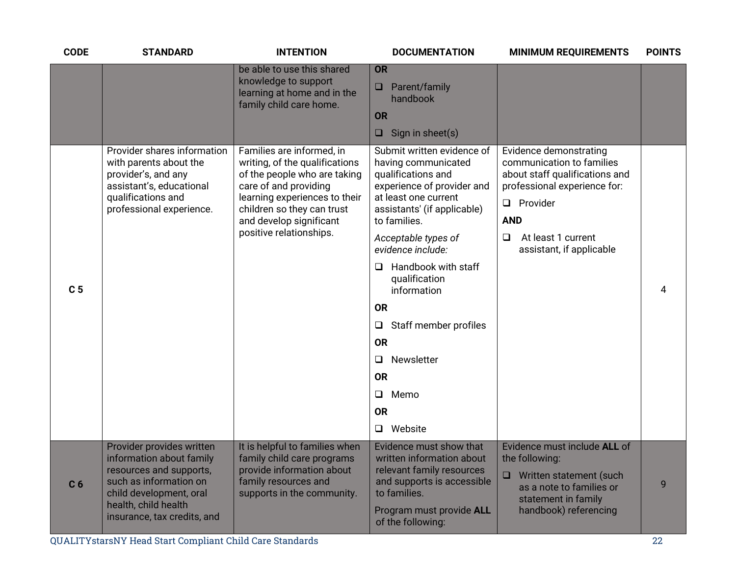| CODE | STANDARD | INTENTION | DOCUMENTATION | MINIMUM REQUIREMENTS | POINTS |
|---|---|---|---|---|---|
| | | be able to use this shared knowledge to support learning at home and in the family child care home. | **OR**<br>❑ Parent/family handbook<br>**OR**<br>❑ Sign in sheet(s) | | |
| C 5 | Provider shares information with parents about the provider's, and any assistant's, educational qualifications and professional experience. | Families are informed, in writing, of the qualifications of the people who are taking care of and providing learning experiences to their children so they can trust and develop significant positive relationships. | Submit written evidence of having communicated qualifications and experience of provider and at least one current assistants' (if applicable) to families.<br>*Acceptable types of evidence include:*<br>❑ Handbook with staff qualification information<br>**OR**<br>❑ Staff member profiles<br>**OR**<br>❑ Newsletter<br>**OR**<br>❑ Memo<br>**OR**<br>❑ Website | Evidence demonstrating communication to families about staff qualifications and professional experience for:<br>❑ Provider<br>**AND**<br>❑ At least 1 current assistant, if applicable | 4 |
| C 6 | Provider provides written information about family resources and supports, such as information on child development, oral health, child health insurance, tax credits, and | It is helpful to families when family child care programs provide information about family resources and supports in the community. | Evidence must show that written information about relevant family resources and supports is accessible to families.<br>Program must provide **ALL** of the following: | Evidence must include **ALL** of the following:<br>❑ Written statement (such as a note to families or statement in family handbook) referencing | 9 |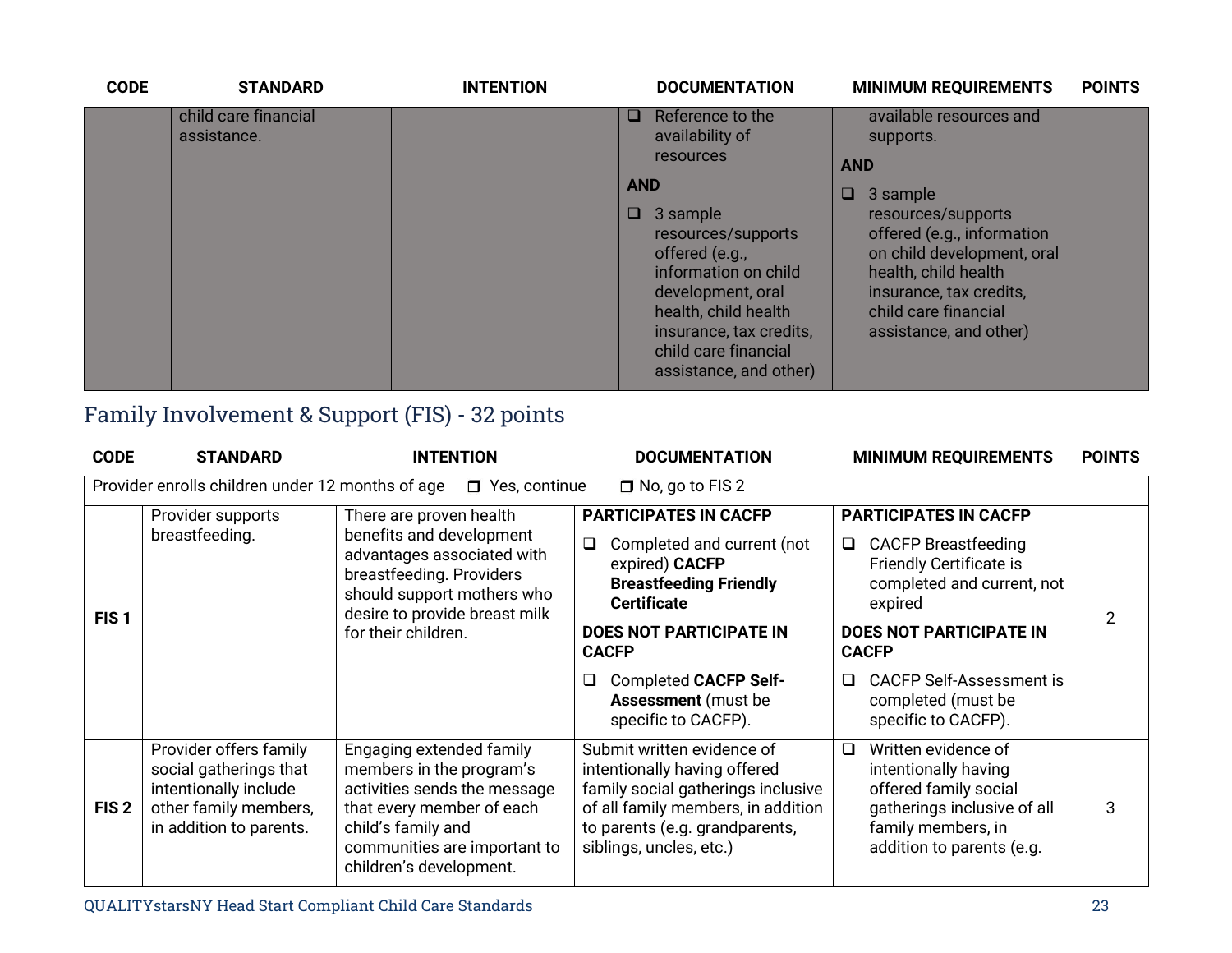| CODE | STANDARD | INTENTION | DOCUMENTATION | MINIMUM REQUIREMENTS | POINTS |
|---|---|---|---|---|---|
| | child care financial assistance. | | ❑ Reference to the availability of resources<br><br>**AND**<br><br>❑ 3 sample resources/supports offered (e.g., information on child development, oral health, child health insurance, tax credits, child care financial assistance, and other) | available resources and supports.<br><br>**AND**<br><br>❑ 3 sample resources/supports offered (e.g., information on child development, oral health, child health insurance, tax credits, child care financial assistance, and other) | |

## Family Involvement & Support (FIS) - 32 points

| CODE | STANDARD | INTENTION | DOCUMENTATION | MINIMUM REQUIREMENTS | POINTS |
|---|---|---|---|---|---|
| Provider enrolls children under 12 months of age ❒ Yes, continue ❒ No, go to FIS 2 | | | | | |
| **FIS 1** | Provider supports breastfeeding. | There are proven health benefits and development advantages associated with breastfeeding. Providers should support mothers who desire to provide breast milk for their children. | **PARTICIPATES IN CACFP**<br><br>❑ Completed and current (not expired) **CACFP Breastfeeding Friendly Certificate**<br><br>**DOES NOT PARTICIPATE IN CACFP**<br><br>❑ Completed **CACFP Self-Assessment** (must be specific to CACFP). | **PARTICIPATES IN CACFP**<br><br>❑ CACFP Breastfeeding Friendly Certificate is completed and current, not expired<br><br>**DOES NOT PARTICIPATE IN CACFP**<br><br>❑ CACFP Self-Assessment is completed (must be specific to CACFP). | 2 |
| **FIS 2** | Provider offers family social gatherings that intentionally include other family members, in addition to parents. | Engaging extended family members in the program's activities sends the message that every member of each child's family and communities are important to children's development. | Submit written evidence of intentionally having offered family social gatherings inclusive of all family members, in addition to parents (e.g. grandparents, siblings, uncles, etc.) | ❑ Written evidence of intentionally having offered family social gatherings inclusive of all family members, in addition to parents (e.g. | 3 |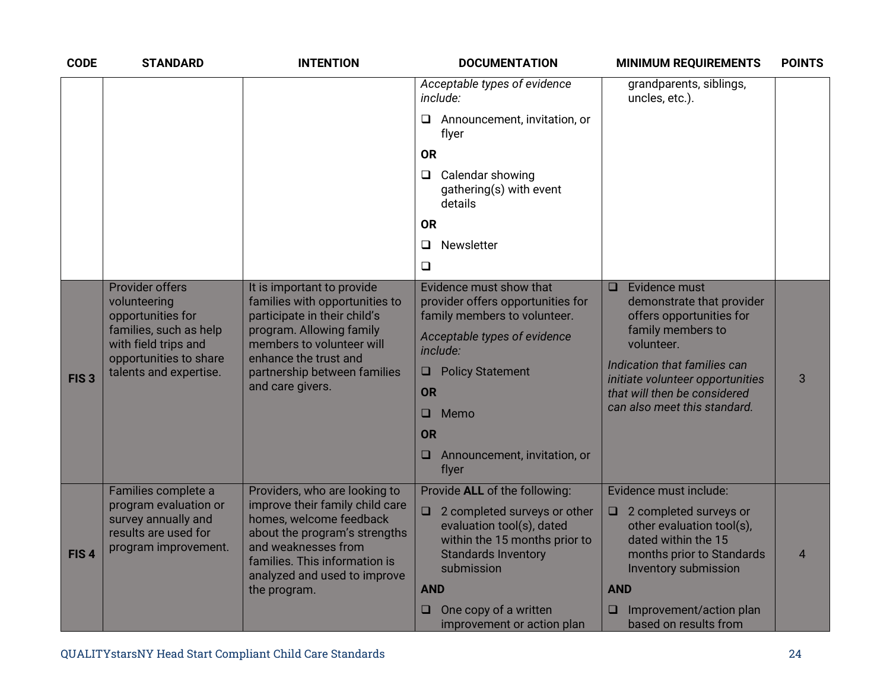| CODE | STANDARD | INTENTION | DOCUMENTATION | MINIMUM REQUIREMENTS | POINTS |
|---|---|---|---|---|---|
| | | | *Acceptable types of evidence include:*<br>❑ Announcement, invitation, or flyer<br>**OR**<br>❑ Calendar showing gathering(s) with event details<br>**OR**<br>❑ Newsletter<br>❑ | grandparents, siblings, uncles, etc.). | |
| **FIS 3** | Provider offers volunteering opportunities for families, such as help with field trips and opportunities to share talents and expertise. | It is important to provide families with opportunities to participate in their child's program. Allowing family members to volunteer will enhance the trust and partnership between families and care givers. | Evidence must show that provider offers opportunities for family members to volunteer.<br>*Acceptable types of evidence include:*<br>❑ Policy Statement<br>**OR**<br>❑ Memo<br>**OR**<br>❑ Announcement, invitation, or flyer | ❑ Evidence must demonstrate that provider offers opportunities for family members to volunteer.<br>*Indication that families can initiate volunteer opportunities that will then be considered can also meet this standard.* | 3 |
| **FIS 4** | Families complete a program evaluation or survey annually and results are used for program improvement. | Providers, who are looking to improve their family child care homes, welcome feedback about the program's strengths and weaknesses from families. This information is analyzed and used to improve the program. | Provide **ALL** of the following:<br>❑ 2 completed surveys or other evaluation tool(s), dated within the 15 months prior to Standards Inventory submission<br>**AND**<br>❑ One copy of a written improvement or action plan | Evidence must include:<br>❑ 2 completed surveys or other evaluation tool(s), dated within the 15 months prior to Standards Inventory submission<br>**AND**<br>❑ Improvement/action plan based on results from | 4 |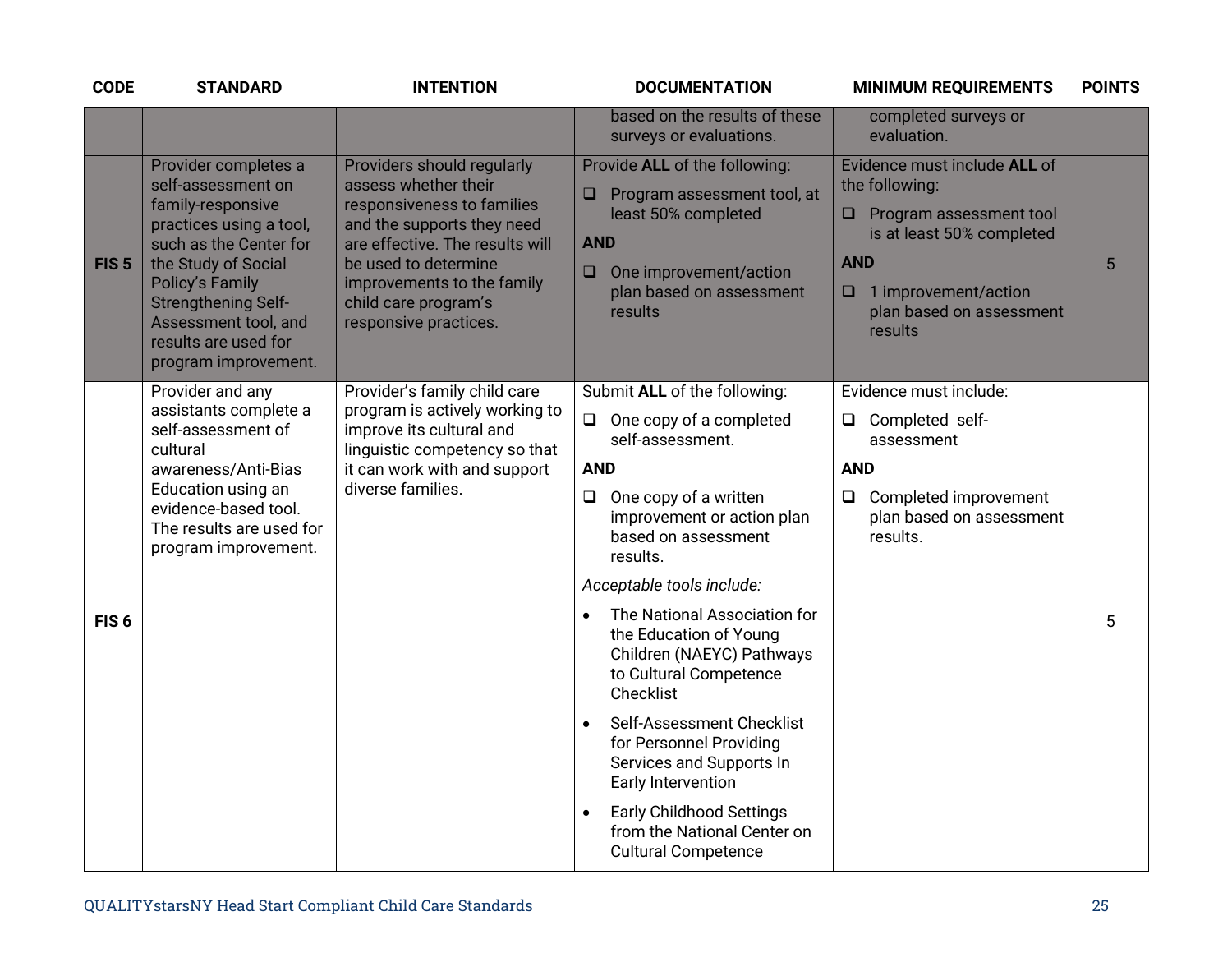| CODE | STANDARD | INTENTION | DOCUMENTATION | MINIMUM REQUIREMENTS | POINTS |
|---|---|---|---|---|---|
| | | | based on the results of these surveys or evaluations. | completed surveys or evaluation. | |
| FIS 5 | Provider completes a self-assessment on family-responsive practices using a tool, such as the Center for the Study of Social Policy's Family Strengthening Self-Assessment tool, and results are used for program improvement. | Providers should regularly assess whether their responsiveness to families and the supports they need are effective. The results will be used to determine improvements to the family child care program's responsive practices. | Provide **ALL** of the following:<br>❑ Program assessment tool, at least 50% completed<br>**AND**<br>❑ One improvement/action plan based on assessment results | Evidence must include **ALL** of the following:<br>❑ Program assessment tool is at least 50% completed<br>**AND**<br>❑ 1 improvement/action plan based on assessment results | 5 |
| FIS 6 | Provider and any assistants complete a self-assessment of cultural awareness/Anti-Bias Education using an evidence-based tool. The results are used for program improvement. | Provider's family child care program is actively working to improve its cultural and linguistic competency so that it can work with and support diverse families. | Submit **ALL** of the following:<br>❑ One copy of a completed self-assessment.<br>**AND**<br>❑ One copy of a written improvement or action plan based on assessment results.<br>*Acceptable tools include:*<br>• The National Association for the Education of Young Children (NAEYC) Pathways to Cultural Competence Checklist<br>• Self-Assessment Checklist for Personnel Providing Services and Supports In Early Intervention<br>• Early Childhood Settings from the National Center on Cultural Competence | Evidence must include:<br>❑ Completed self-assessment<br>**AND**<br>❑ Completed improvement plan based on assessment results. | 5 |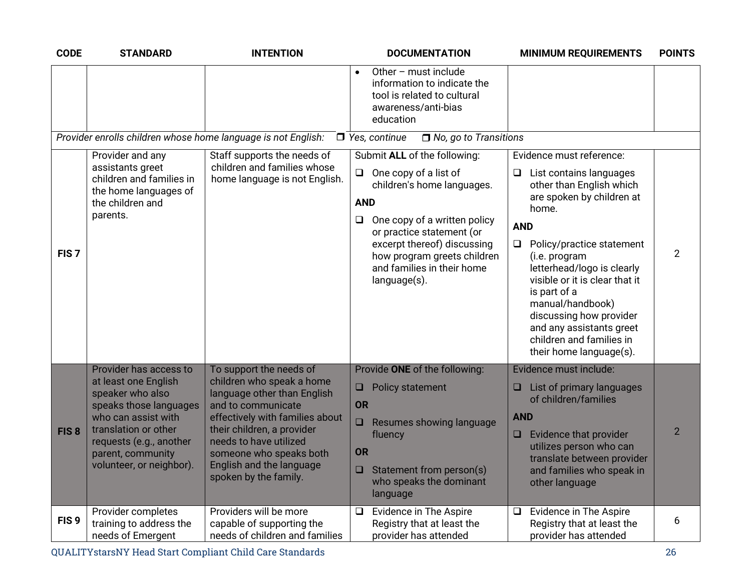| CODE | STANDARD | INTENTION | DOCUMENTATION | MINIMUM REQUIREMENTS | POINTS |
|---|---|---|---|---|---|
| | | | • Other – must include information to indicate the tool is related to cultural awareness/anti-bias education | | |
| *Provider enrolls children whose home language is not English:* | *❒ Yes, continue* | *❒ No, go to Transitions* | | | |
| **FIS 7** | Provider and any assistants greet children and families in the home languages of the children and parents. | Staff supports the needs of children and families whose home language is not English. | Submit **ALL** of the following:<br>❑ One copy of a list of children's home languages.<br>**AND**<br>❑ One copy of a written policy or practice statement (or excerpt thereof) discussing how program greets children and families in their home language(s). | Evidence must reference:<br>❑ List contains languages other than English which are spoken by children at home.<br>**AND**<br>❑ Policy/practice statement (i.e. program letterhead/logo is clearly visible or it is clear that it is part of a manual/handbook) discussing how provider and any assistants greet children and families in their home language(s). | 2 |
| **FIS 8** | Provider has access to at least one English speaker who also speaks those languages who can assist with translation or other requests (e.g., another parent, community volunteer, or neighbor). | To support the needs of children who speak a home language other than English and to communicate effectively with families about their children, a provider needs to have utilized someone who speaks both English and the language spoken by the family. | Provide **ONE** of the following:<br>❑ Policy statement<br>**OR**<br>❑ Resumes showing language fluency<br>**OR**<br>❑ Statement from person(s) who speaks the dominant language | Evidence must include:<br>❑ List of primary languages of children/families<br>**AND**<br>❑ Evidence that provider utilizes person who can translate between provider and families who speak in other language | 2 |
| **FIS 9** | Provider completes training to address the needs of Emergent | Providers will be more capable of supporting the needs of children and families | ❑ Evidence in The Aspire Registry that at least the provider has attended | ❑ Evidence in The Aspire Registry that at least the provider has attended | 6 |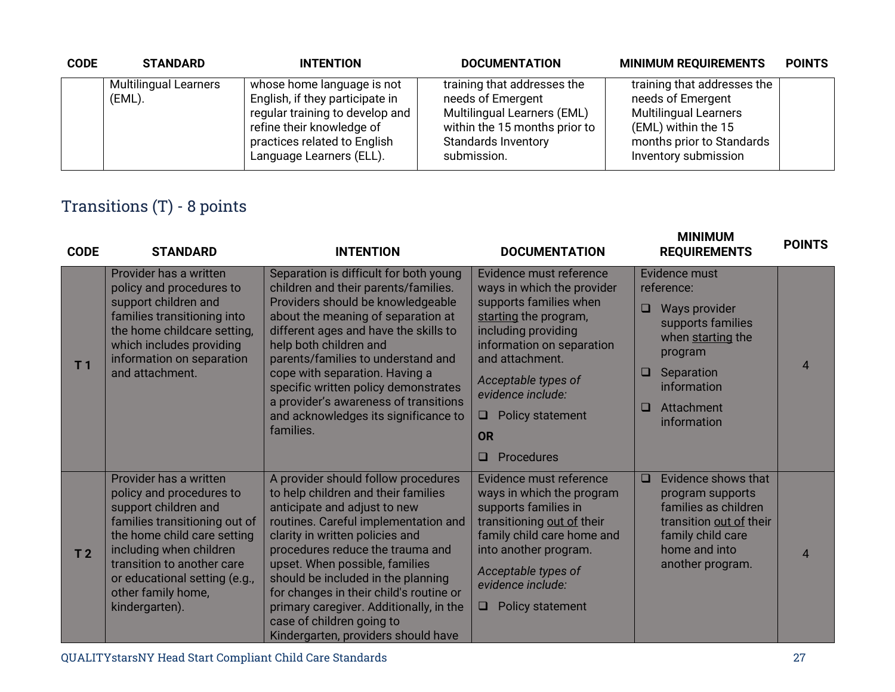| CODE | STANDARD | INTENTION | DOCUMENTATION | MINIMUM REQUIREMENTS | POINTS |
|---|---|---|---|---|---|
| | Multilingual Learners (EML). | whose home language is not English, if they participate in regular training to develop and refine their knowledge of practices related to English Language Learners (ELL). | training that addresses the needs of Emergent Multilingual Learners (EML) within the 15 months prior to Standards Inventory submission. | training that addresses the needs of Emergent Multilingual Learners (EML) within the 15 months prior to Standards Inventory submission | |

## Transitions (T) - 8 points

| CODE | STANDARD | INTENTION | DOCUMENTATION | MINIMUM REQUIREMENTS | POINTS |
|---|---|---|---|---|---|
| T 1 | Provider has a written policy and procedures to support children and families transitioning into the home childcare setting, which includes providing information on separation and attachment. | Separation is difficult for both young children and their parents/families. Providers should be knowledgeable about the meaning of separation at different ages and have the skills to help both children and parents/families to understand and cope with separation. Having a specific written policy demonstrates a provider's awareness of transitions and acknowledges its significance to families. | Evidence must reference ways in which the provider supports families when starting the program, including providing information on separation and attachment. *Acceptable types of evidence include:* ❑ Policy statement **OR** ❑ Procedures | Evidence must reference: ❑ Ways provider supports families when starting the program ❑ Separation information ❑ Attachment information | 4 |
| T 2 | Provider has a written policy and procedures to support children and families transitioning out of the home child care setting including when children transition to another care or educational setting (e.g., other family home, kindergarten). | A provider should follow procedures to help children and their families anticipate and adjust to new routines. Careful implementation and clarity in written policies and procedures reduce the trauma and upset. When possible, families should be included in the planning for changes in their child's routine or primary caregiver. Additionally, in the case of children going to Kindergarten, providers should have | Evidence must reference ways in which the program supports families in transitioning out of their family child care home and into another program. *Acceptable types of evidence include:* ❑ Policy statement | ❑ Evidence shows that program supports families as children transition out of their family child care home and into another program. | 4 |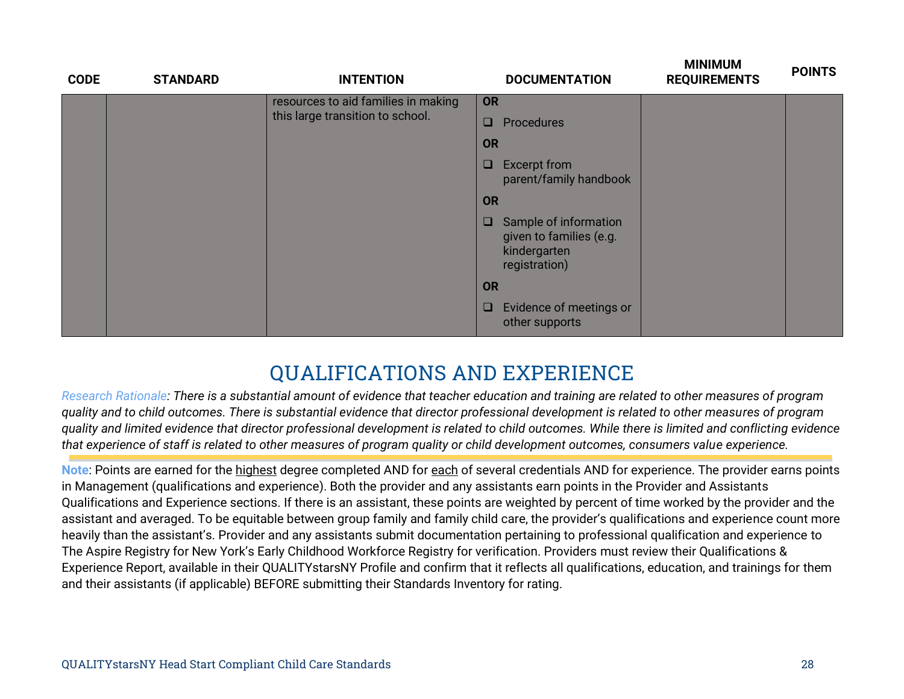| CODE | STANDARD | INTENTION | DOCUMENTATION | MINIMUM REQUIREMENTS | POINTS |
|---|---|---|---|---|---|
| | | resources to aid families in making this large transition to school. | **OR**<br>❑ Procedures<br>**OR**<br>❑ Excerpt from parent/family handbook<br>**OR**<br>❑ Sample of information given to families (e.g. kindergarten registration)<br>**OR**<br>❑ Evidence of meetings or other supports | | |

## QUALIFICATIONS AND EXPERIENCE

*Research Rationale: There is a substantial amount of evidence that teacher education and training are related to other measures of program quality and to child outcomes. There is substantial evidence that director professional development is related to other measures of program quality and limited evidence that director professional development is related to child outcomes. While there is limited and conflicting evidence that experience of staff is related to other measures of program quality or child development outcomes, consumers value experience.*

**Note**: Points are earned for the highest degree completed AND for each of several credentials AND for experience. The provider earns points in Management (qualifications and experience). Both the provider and any assistants earn points in the Provider and Assistants Qualifications and Experience sections. If there is an assistant, these points are weighted by percent of time worked by the provider and the assistant and averaged. To be equitable between group family and family child care, the provider's qualifications and experience count more heavily than the assistant's. Provider and any assistants submit documentation pertaining to professional qualification and experience to The Aspire Registry for New York's Early Childhood Workforce Registry for verification. Providers must review their Qualifications & Experience Report, available in their QUALITYstarsNY Profile and confirm that it reflects all qualifications, education, and trainings for them and their assistants (if applicable) BEFORE submitting their Standards Inventory for rating.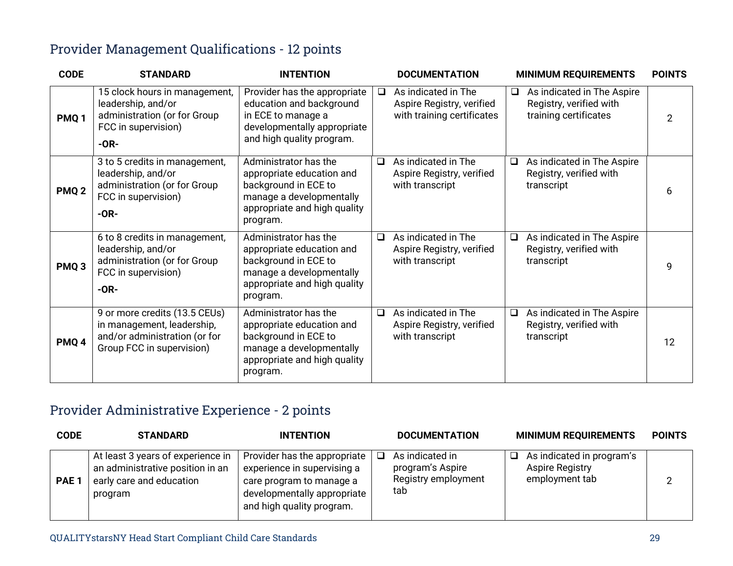## Provider Management Qualifications - 12 points

| CODE | STANDARD | INTENTION | DOCUMENTATION | MINIMUM REQUIREMENTS | POINTS |
| --- | --- | --- | --- | --- | --- |
| **PMQ 1** | 15 clock hours in management, leadership, and/or administration (or for Group FCC in supervision) **-OR-** | Provider has the appropriate education and background in ECE to manage a developmentally appropriate and high quality program. | ❑ As indicated in The Aspire Registry, verified with training certificates | ❑ As indicated in The Aspire Registry, verified with training certificates | 2 |
| **PMQ 2** | 3 to 5 credits in management, leadership, and/or administration (or for Group FCC in supervision) **-OR-** | Administrator has the appropriate education and background in ECE to manage a developmentally appropriate and high quality program. | ❑ As indicated in The Aspire Registry, verified with transcript | ❑ As indicated in The Aspire Registry, verified with transcript | 6 |
| **PMQ 3** | 6 to 8 credits in management, leadership, and/or administration (or for Group FCC in supervision) **-OR-** | Administrator has the appropriate education and background in ECE to manage a developmentally appropriate and high quality program. | ❑ As indicated in The Aspire Registry, verified with transcript | ❑ As indicated in The Aspire Registry, verified with transcript | 9 |
| **PMQ 4** | 9 or more credits (13.5 CEUs) in management, leadership, and/or administration (or for Group FCC in supervision) | Administrator has the appropriate education and background in ECE to manage a developmentally appropriate and high quality program. | ❑ As indicated in The Aspire Registry, verified with transcript | ❑ As indicated in The Aspire Registry, verified with transcript | 12 |

## Provider Administrative Experience - 2 points

| CODE | STANDARD | INTENTION | DOCUMENTATION | MINIMUM REQUIREMENTS | POINTS |
| --- | --- | --- | --- | --- | --- |
| **PAE 1** | At least 3 years of experience in an administrative position in an early care and education program | Provider has the appropriate experience in supervising a care program to manage a developmentally appropriate and high quality program. | ❑ As indicated in program's Aspire Registry employment tab | ❑ As indicated in program's Aspire Registry employment tab | 2 |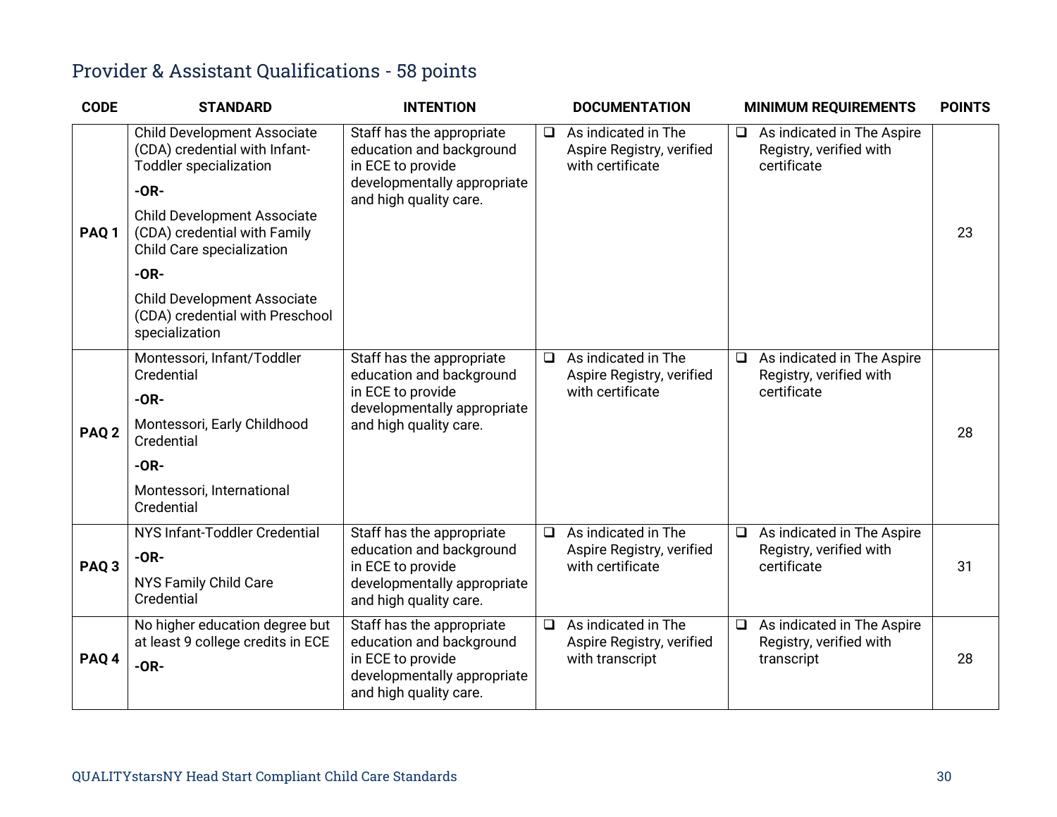## Provider & Assistant Qualifications - 58 points

| CODE | STANDARD | INTENTION | DOCUMENTATION | MINIMUM REQUIREMENTS | POINTS |
|---|---|---|---|---|---|
| **PAQ 1** | Child Development Associate (CDA) credential with Infant-Toddler specialization<br>**-OR-**<br>Child Development Associate (CDA) credential with Family Child Care specialization<br>**-OR-**<br>Child Development Associate (CDA) credential with Preschool specialization | Staff has the appropriate education and background in ECE to provide developmentally appropriate and high quality care. | ❑ As indicated in The Aspire Registry, verified with certificate | ❑ As indicated in The Aspire Registry, verified with certificate | 23 |
| **PAQ 2** | Montessori, Infant/Toddler Credential<br>**-OR-**<br>Montessori, Early Childhood Credential<br>**-OR-**<br>Montessori, International Credential | Staff has the appropriate education and background in ECE to provide developmentally appropriate and high quality care. | ❑ As indicated in The Aspire Registry, verified with certificate | ❑ As indicated in The Aspire Registry, verified with certificate | 28 |
| **PAQ 3** | NYS Infant-Toddler Credential<br>**-OR-**<br>NYS Family Child Care Credential | Staff has the appropriate education and background in ECE to provide developmentally appropriate and high quality care. | ❑ As indicated in The Aspire Registry, verified with certificate | ❑ As indicated in The Aspire Registry, verified with certificate | 31 |
| **PAQ 4** | No higher education degree but at least 9 college credits in ECE<br>**-OR-** | Staff has the appropriate education and background in ECE to provide developmentally appropriate and high quality care. | ❑ As indicated in The Aspire Registry, verified with transcript | ❑ As indicated in The Aspire Registry, verified with transcript | 28 |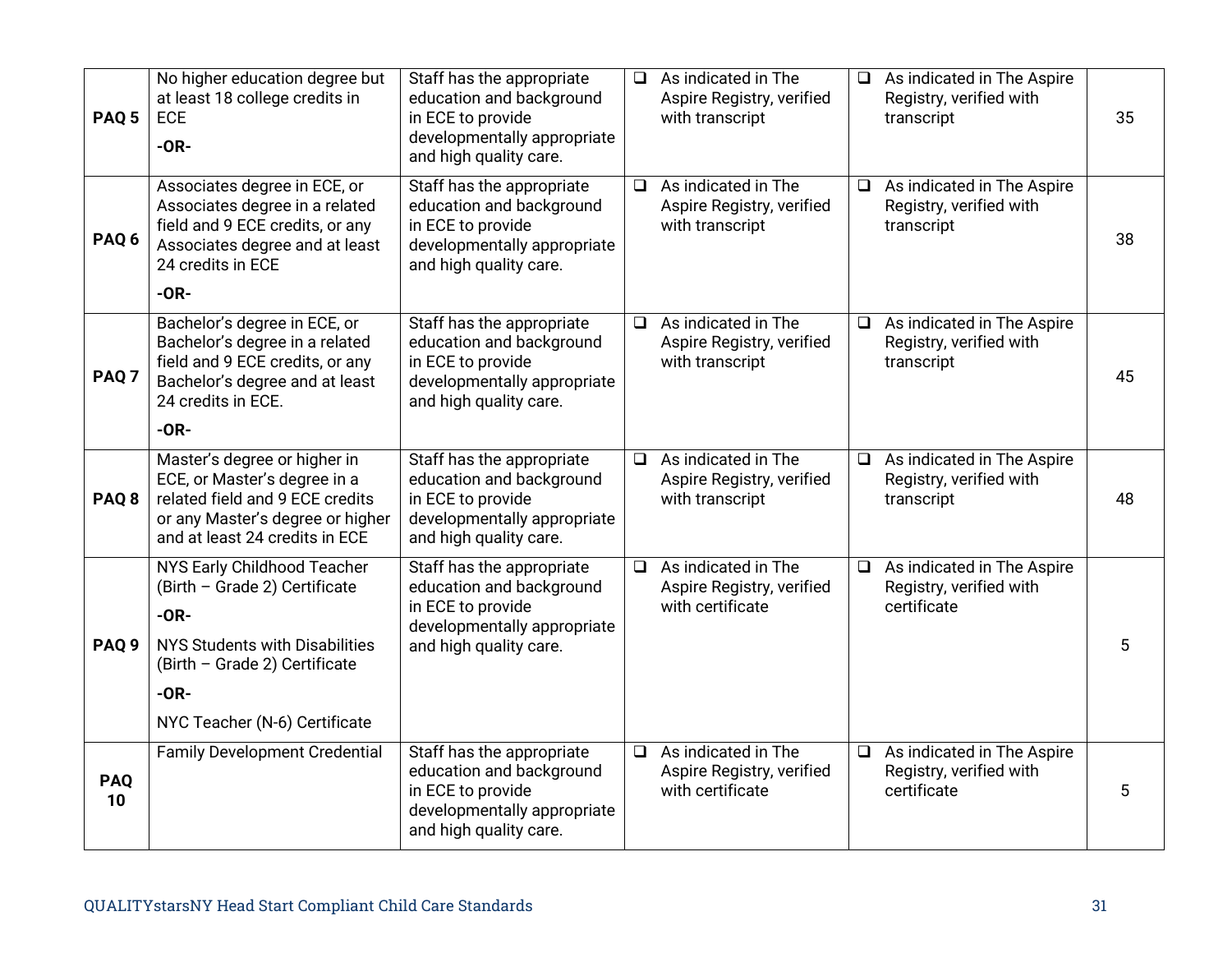| | | | | | |
|---|---|---|---|---|---|
| **PAQ 5** | No higher education degree but at least 18 college credits in ECE<br>**-OR-** | Staff has the appropriate education and background in ECE to provide developmentally appropriate and high quality care. | ❑ As indicated in The Aspire Registry, verified with transcript | ❑ As indicated in The Aspire Registry, verified with transcript | 35 |
| **PAQ 6** | Associates degree in ECE, or Associates degree in a related field and 9 ECE credits, or any Associates degree and at least 24 credits in ECE<br>**-OR-** | Staff has the appropriate education and background in ECE to provide developmentally appropriate and high quality care. | ❑ As indicated in The Aspire Registry, verified with transcript | ❑ As indicated in The Aspire Registry, verified with transcript | 38 |
| **PAQ 7** | Bachelor's degree in ECE, or Bachelor's degree in a related field and 9 ECE credits, or any Bachelor's degree and at least 24 credits in ECE.<br>**-OR-** | Staff has the appropriate education and background in ECE to provide developmentally appropriate and high quality care. | ❑ As indicated in The Aspire Registry, verified with transcript | ❑ As indicated in The Aspire Registry, verified with transcript | 45 |
| **PAQ 8** | Master's degree or higher in ECE, or Master's degree in a related field and 9 ECE credits or any Master's degree or higher and at least 24 credits in ECE | Staff has the appropriate education and background in ECE to provide developmentally appropriate and high quality care. | ❑ As indicated in The Aspire Registry, verified with transcript | ❑ As indicated in The Aspire Registry, verified with transcript | 48 |
| **PAQ 9** | NYS Early Childhood Teacher (Birth – Grade 2) Certificate<br>**-OR-**<br>NYS Students with Disabilities (Birth – Grade 2) Certificate<br>**-OR-**<br>NYC Teacher (N-6) Certificate | Staff has the appropriate education and background in ECE to provide developmentally appropriate and high quality care. | ❑ As indicated in The Aspire Registry, verified with certificate | ❑ As indicated in The Aspire Registry, verified with certificate | 5 |
| **PAQ 10** | Family Development Credential | Staff has the appropriate education and background in ECE to provide developmentally appropriate and high quality care. | ❑ As indicated in The Aspire Registry, verified with certificate | ❑ As indicated in The Aspire Registry, verified with certificate | 5 |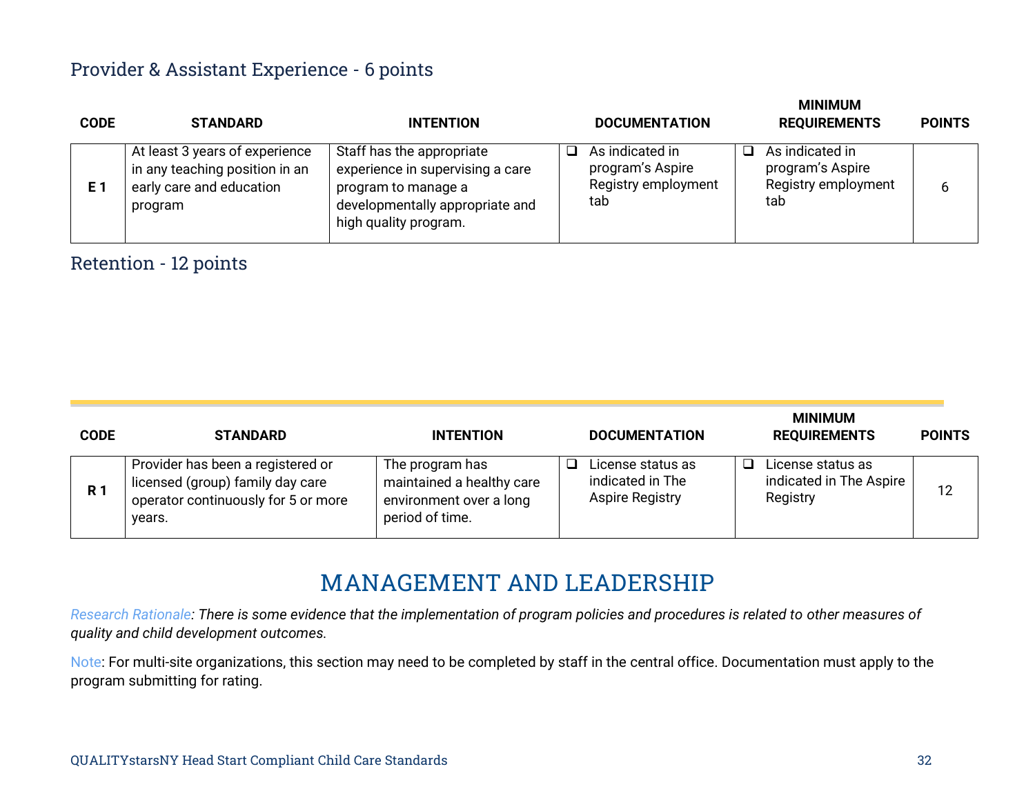## Provider & Assistant Experience - 6 points

| CODE | STANDARD | INTENTION | DOCUMENTATION | MINIMUM REQUIREMENTS | POINTS |
|---|---|---|---|---|---|
| **E 1** | At least 3 years of experience in any teaching position in an early care and education program | Staff has the appropriate experience in supervising a care program to manage a developmentally appropriate and high quality program. | ❑ As indicated in program's Aspire Registry employment tab | ❑ As indicated in program's Aspire Registry employment tab | 6 |

## Retention - 12 points

| CODE | STANDARD | INTENTION | DOCUMENTATION | MINIMUM REQUIREMENTS | POINTS |
|---|---|---|---|---|---|
| **R 1** | Provider has been a registered or licensed (group) family day care operator continuously for 5 or more years. | The program has maintained a healthy care environment over a long period of time. | ❑ License status as indicated in The Aspire Registry | ❑ License status as indicated in The Aspire Registry | 12 |

# MANAGEMENT AND LEADERSHIP

*Research Rationale: There is some evidence that the implementation of program policies and procedures is related to other measures of quality and child development outcomes.*

Note: For multi-site organizations, this section may need to be completed by staff in the central office. Documentation must apply to the program submitting for rating.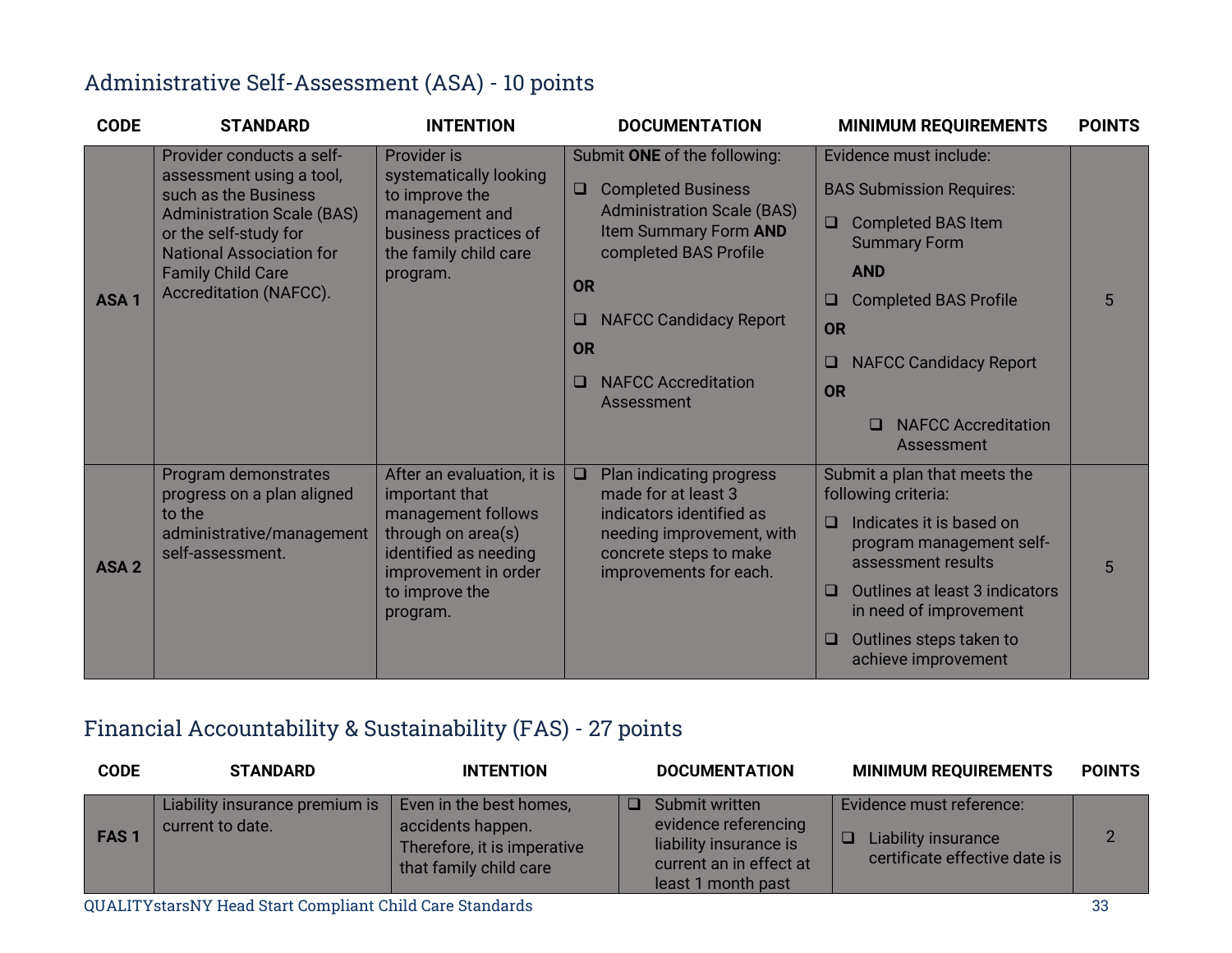## Administrative Self-Assessment (ASA) - 10 points

| CODE | STANDARD | INTENTION | DOCUMENTATION | MINIMUM REQUIREMENTS | POINTS |
|---|---|---|---|---|---|
| ASA 1 | Provider conducts a self-assessment using a tool, such as the Business Administration Scale (BAS) or the self-study for National Association for Family Child Care Accreditation (NAFCC). | Provider is systematically looking to improve the management and business practices of the family child care program. | Submit **ONE** of the following:<br>❑ Completed Business Administration Scale (BAS) Item Summary Form **AND** completed BAS Profile<br>**OR**<br>❑ NAFCC Candidacy Report<br>**OR**<br>❑ NAFCC Accreditation Assessment | Evidence must include:<br>BAS Submission Requires:<br>❑ Completed BAS Item Summary Form<br>**AND**<br>❑ Completed BAS Profile<br>**OR**<br>❑ NAFCC Candidacy Report<br>**OR**<br>❑ NAFCC Accreditation Assessment | 5 |
| ASA 2 | Program demonstrates progress on a plan aligned to the administrative/management self-assessment. | After an evaluation, it is important that management follows through on area(s) identified as needing improvement in order to improve the program. | ❑ Plan indicating progress made for at least 3 indicators identified as needing improvement, with concrete steps to make improvements for each. | Submit a plan that meets the following criteria:<br>❑ Indicates it is based on program management self-assessment results<br>❑ Outlines at least 3 indicators in need of improvement<br>❑ Outlines steps taken to achieve improvement | 5 |

## Financial Accountability & Sustainability (FAS) - 27 points

| CODE | STANDARD | INTENTION | DOCUMENTATION | MINIMUM REQUIREMENTS | POINTS |
|---|---|---|---|---|---|
| FAS 1 | Liability insurance premium is current to date. | Even in the best homes, accidents happen. Therefore, it is imperative that family child care | ❑ Submit written evidence referencing liability insurance is current an in effect at least 1 month past | Evidence must reference:<br>❑ Liability insurance certificate effective date is | 2 |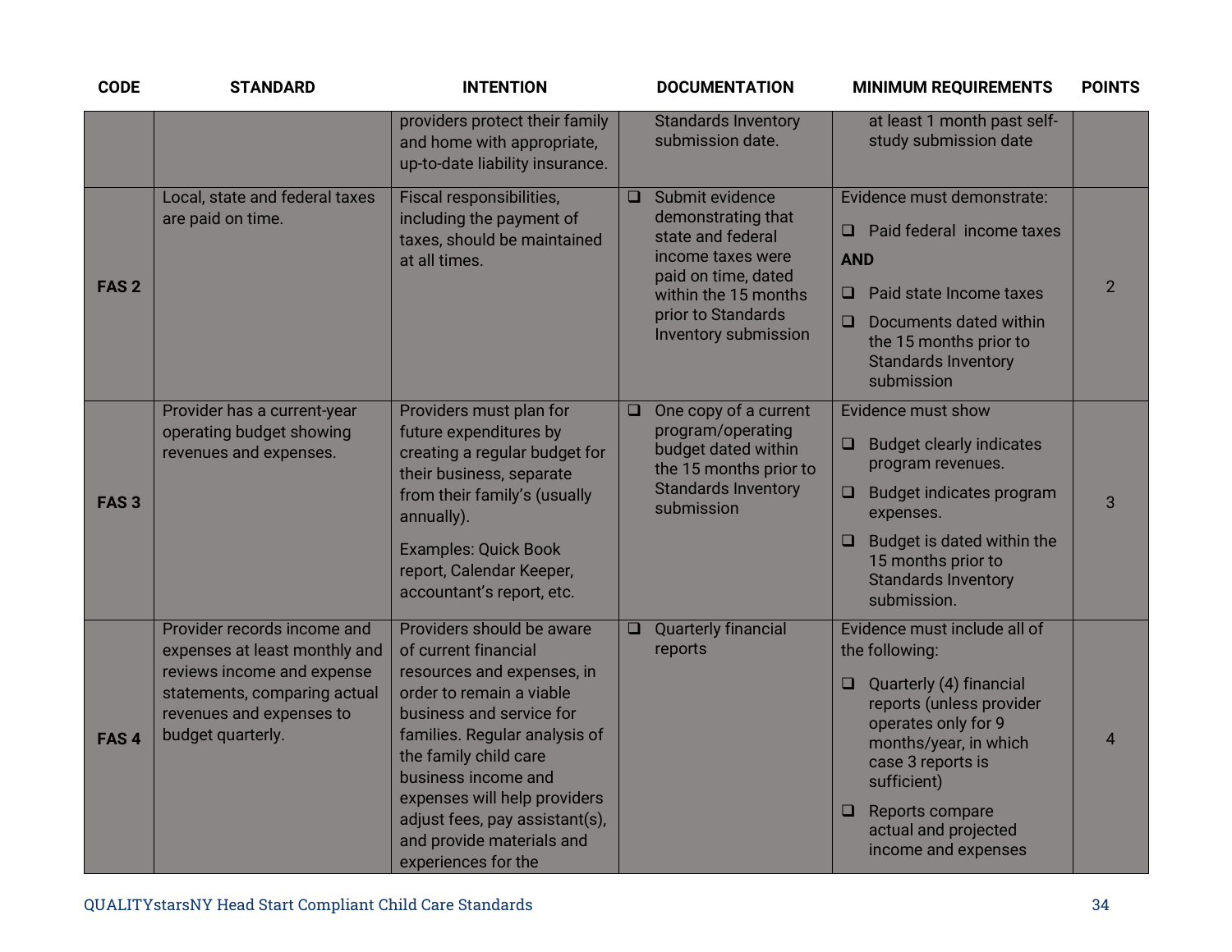| CODE | STANDARD | INTENTION | DOCUMENTATION | MINIMUM REQUIREMENTS | POINTS |
|---|---|---|---|---|---|
| | | providers protect their family and home with appropriate, up-to-date liability insurance. | Standards Inventory submission date. | at least 1 month past self-study submission date | |
| **FAS 2** | Local, state and federal taxes are paid on time. | Fiscal responsibilities, including the payment of taxes, should be maintained at all times. | ❑ Submit evidence demonstrating that state and federal income taxes were paid on time, dated within the 15 months prior to Standards Inventory submission | Evidence must demonstrate: ❑ Paid federal income taxes **AND** ❑ Paid state Income taxes ❑ Documents dated within the 15 months prior to Standards Inventory submission | 2 |
| **FAS 3** | Provider has a current-year operating budget showing revenues and expenses. | Providers must plan for future expenditures by creating a regular budget for their business, separate from their family's (usually annually). Examples: Quick Book report, Calendar Keeper, accountant's report, etc. | ❑ One copy of a current program/operating budget dated within the 15 months prior to Standards Inventory submission | Evidence must show ❑ Budget clearly indicates program revenues. ❑ Budget indicates program expenses. ❑ Budget is dated within the 15 months prior to Standards Inventory submission. | 3 |
| **FAS 4** | Provider records income and expenses at least monthly and reviews income and expense statements, comparing actual revenues and expenses to budget quarterly. | Providers should be aware of current financial resources and expenses, in order to remain a viable business and service for families. Regular analysis of the family child care business income and expenses will help providers adjust fees, pay assistant(s), and provide materials and experiences for the | ❑ Quarterly financial reports | Evidence must include all of the following: ❑ Quarterly (4) financial reports (unless provider operates only for 9 months/year, in which case 3 reports is sufficient) ❑ Reports compare actual and projected income and expenses | 4 |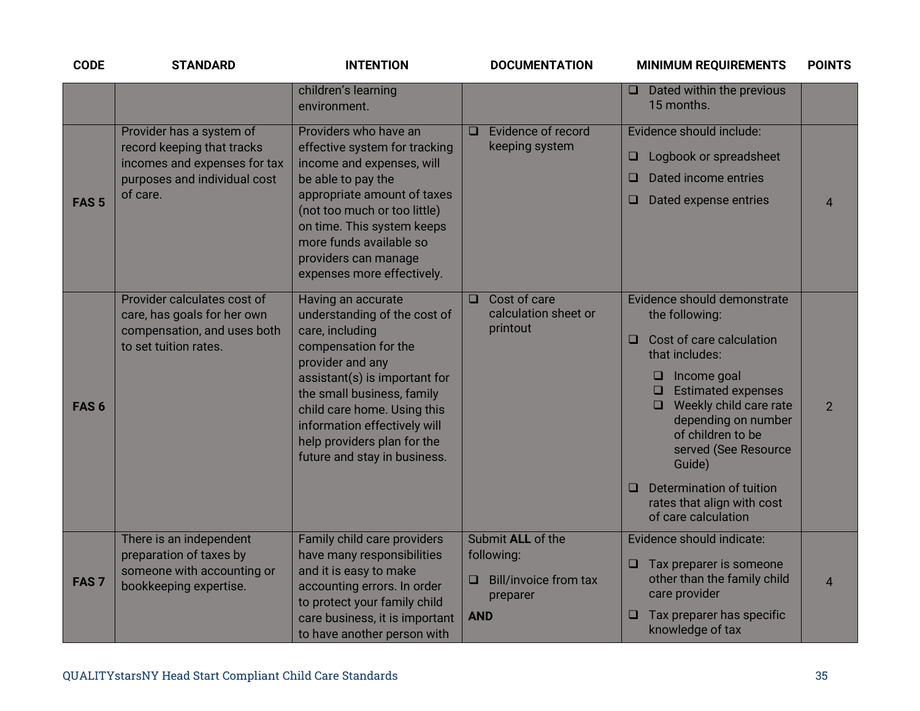| CODE | STANDARD | INTENTION | DOCUMENTATION | MINIMUM REQUIREMENTS | POINTS |
|---|---|---|---|---|---|
| | | children's learning environment. | | ❑ Dated within the previous 15 months. | |
| **FAS 5** | Provider has a system of record keeping that tracks incomes and expenses for tax purposes and individual cost of care. | Providers who have an effective system for tracking income and expenses, will be able to pay the appropriate amount of taxes (not too much or too little) on time. This system keeps more funds available so providers can manage expenses more effectively. | ❑ Evidence of record keeping system | Evidence should include:<br>❑ Logbook or spreadsheet<br>❑ Dated income entries<br>❑ Dated expense entries | 4 |
| **FAS 6** | Provider calculates cost of care, has goals for her own compensation, and uses both to set tuition rates. | Having an accurate understanding of the cost of care, including compensation for the provider and any assistant(s) is important for the small business, family child care home. Using this information effectively will help providers plan for the future and stay in business. | ❑ Cost of care calculation sheet or printout | Evidence should demonstrate the following:<br>❑ Cost of care calculation that includes:<br>&nbsp;&nbsp;❑ Income goal<br>&nbsp;&nbsp;❑ Estimated expenses<br>&nbsp;&nbsp;❑ Weekly child care rate depending on number of children to be served (See Resource Guide)<br>❑ Determination of tuition rates that align with cost of care calculation | 2 |
| **FAS 7** | There is an independent preparation of taxes by someone with accounting or bookkeeping expertise. | Family child care providers have many responsibilities and it is easy to make accounting errors. In order to protect your family child care business, it is important to have another person with | Submit **ALL** of the following:<br>❑ Bill/invoice from tax preparer<br>**AND** | Evidence should indicate:<br>❑ Tax preparer is someone other than the family child care provider<br>❑ Tax preparer has specific knowledge of tax | 4 |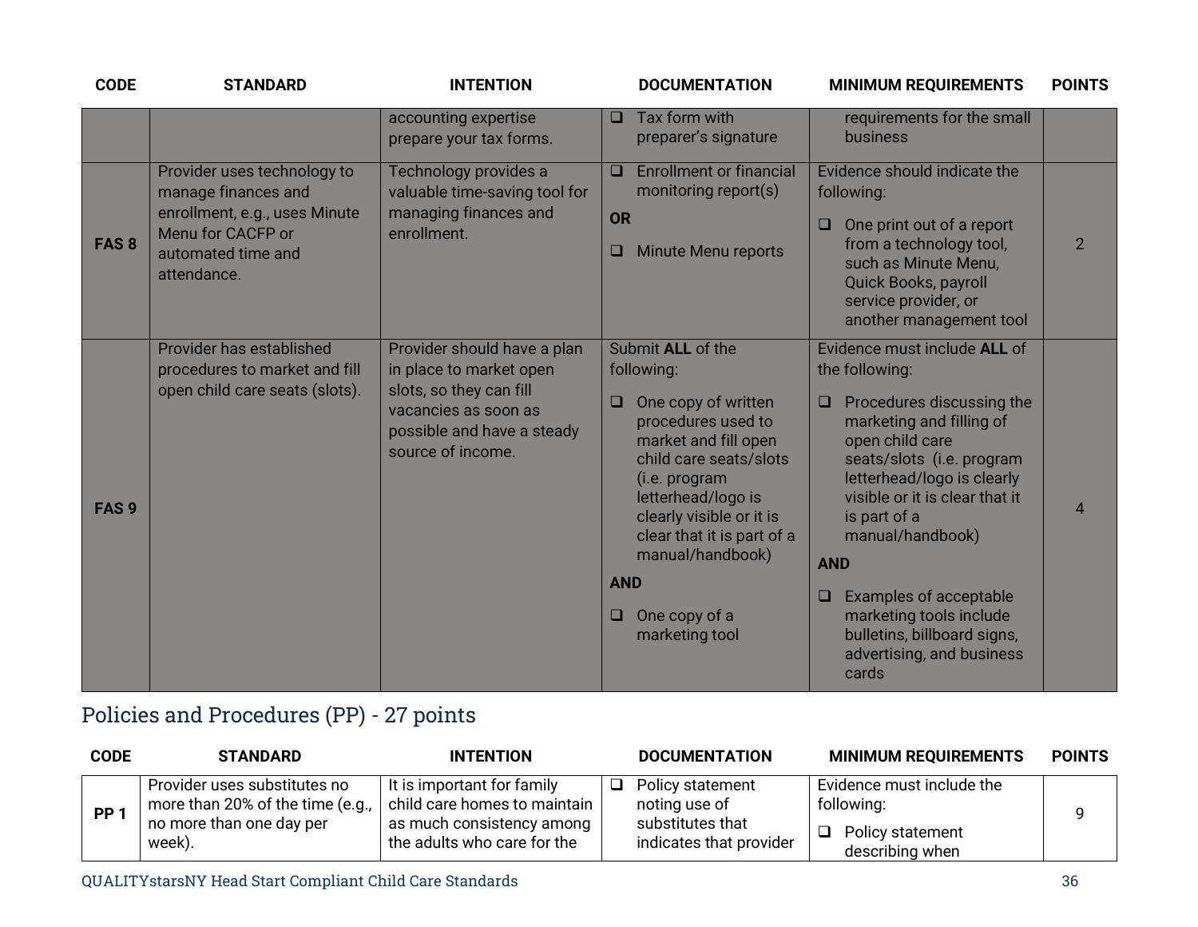| CODE | STANDARD | INTENTION | DOCUMENTATION | MINIMUM REQUIREMENTS | POINTS |
|---|---|---|---|---|---|
| | | accounting expertise prepare your tax forms. | ❑ Tax form with preparer's signature | requirements for the small business | |
| FAS 8 | Provider uses technology to manage finances and enrollment, e.g., uses Minute Menu for CACFP or automated time and attendance. | Technology provides a valuable time-saving tool for managing finances and enrollment. | ❑ Enrollment or financial monitoring report(s)<br>**OR**<br>❑ Minute Menu reports | Evidence should indicate the following:<br>❑ One print out of a report from a technology tool, such as Minute Menu, Quick Books, payroll service provider, or another management tool | 2 |
| FAS 9 | Provider has established procedures to market and fill open child care seats (slots). | Provider should have a plan in place to market open slots, so they can fill vacancies as soon as possible and have a steady source of income. | Submit **ALL** of the following:<br>❑ One copy of written procedures used to market and fill open child care seats/slots (i.e. program letterhead/logo is clearly visible or it is clear that it is part of a manual/handbook)<br>**AND**<br>❑ One copy of a marketing tool | Evidence must include **ALL** of the following:<br>❑ Procedures discussing the marketing and filling of open child care seats/slots (i.e. program letterhead/logo is clearly visible or it is clear that it is part of a manual/handbook)<br>**AND**<br>❑ Examples of acceptable marketing tools include bulletins, billboard signs, advertising, and business cards | 4 |

## Policies and Procedures (PP) - 27 points

| CODE | STANDARD | INTENTION | DOCUMENTATION | MINIMUM REQUIREMENTS | POINTS |
|---|---|---|---|---|---|
| PP 1 | Provider uses substitutes no more than 20% of the time (e.g., no more than one day per week). | It is important for family child care homes to maintain as much consistency among the adults who care for the | ❑ Policy statement noting use of substitutes that indicates that provider | Evidence must include the following:<br>❑ Policy statement describing when | 9 |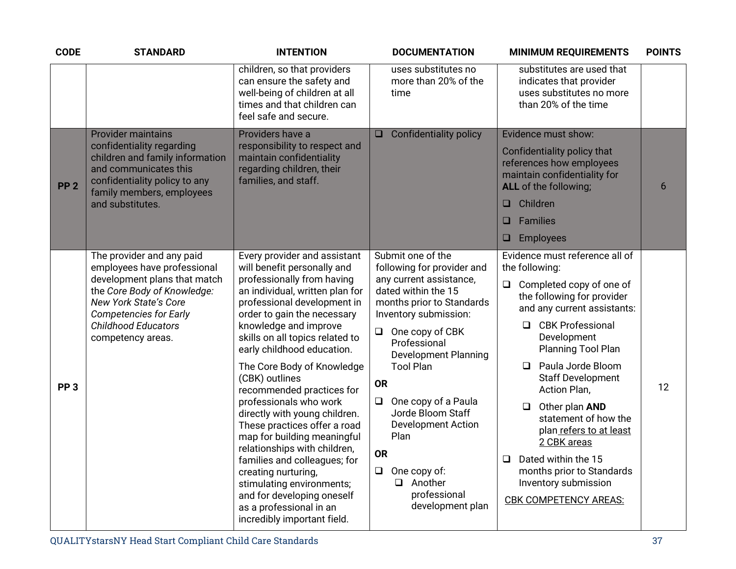| CODE | STANDARD | INTENTION | DOCUMENTATION | MINIMUM REQUIREMENTS | POINTS |
|---|---|---|---|---|---|
| | | children, so that providers can ensure the safety and well-being of children at all times and that children can feel safe and secure. | uses substitutes no more than 20% of the time | substitutes are used that indicates that provider uses substitutes no more than 20% of the time | |
| **PP 2** | Provider maintains confidentiality regarding children and family information and communicates this confidentiality policy to any family members, employees and substitutes. | Providers have a responsibility to respect and maintain confidentiality regarding children, their families, and staff. | ❑ Confidentiality policy | Evidence must show:<br><br>Confidentiality policy that references how employees maintain confidentiality for **ALL** of the following;<br><br>❑ Children<br><br>❑ Families<br><br>❑ Employees | 6 |
| **PP 3** | The provider and any paid employees have professional development plans that match the *Core Body of Knowledge: New York State's Core Competencies for Early Childhood Educators* competency areas. | Every provider and assistant will benefit personally and professionally from having an individual, written plan for professional development in order to gain the necessary knowledge and improve skills on all topics related to early childhood education.<br><br>The Core Body of Knowledge (CBK) outlines recommended practices for professionals who work directly with young children. These practices offer a road map for building meaningful relationships with children, families and colleagues; for creating nurturing, stimulating environments; and for developing oneself as a professional in an incredibly important field. | Submit one of the following for provider and any current assistance, dated within the 15 months prior to Standards Inventory submission:<br><br>❑ One copy of CBK Professional Development Planning Tool Plan<br><br>**OR**<br><br>❑ One copy of a Paula Jorde Bloom Staff Development Action Plan<br><br>**OR**<br><br>❑ One copy of:<br>&nbsp;&nbsp;&nbsp;&nbsp;❑ Another professional development plan | Evidence must reference all of the following:<br><br>❑ Completed copy of one of the following for provider and any current assistants:<br>&nbsp;&nbsp;&nbsp;&nbsp;❑ CBK Professional Development Planning Tool Plan<br>&nbsp;&nbsp;&nbsp;&nbsp;❑ Paula Jorde Bloom Staff Development Action Plan,<br>&nbsp;&nbsp;&nbsp;&nbsp;❑ Other plan **AND** statement of how the plan refers to at least 2 CBK areas<br><br>❑ Dated within the 15 months prior to Standards Inventory submission<br><br>CBK COMPETENCY AREAS: | 12 |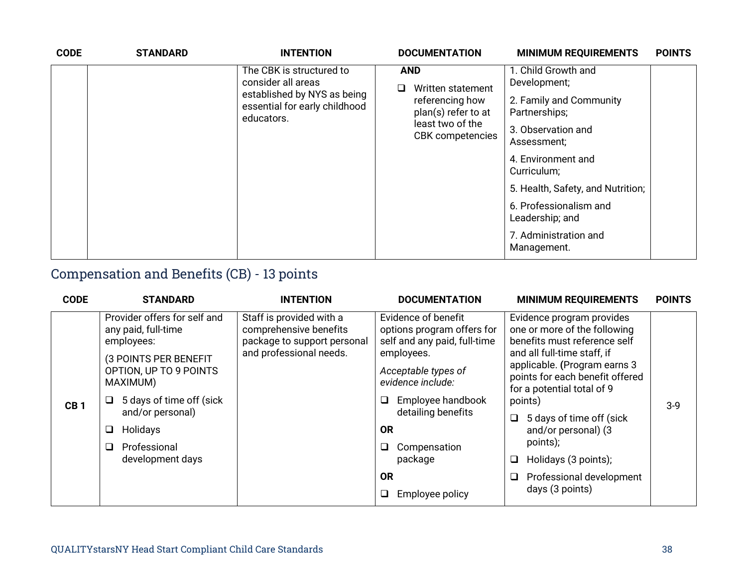| CODE | STANDARD | INTENTION | DOCUMENTATION | MINIMUM REQUIREMENTS | POINTS |
|---|---|---|---|---|---|
| | | The CBK is structured to consider all areas established by NYS as being essential for early childhood educators. | **AND**<br>❑ Written statement referencing how plan(s) refer to at least two of the CBK competencies | 1. Child Growth and Development;<br>2. Family and Community Partnerships;<br>3. Observation and Assessment;<br>4. Environment and Curriculum;<br>5. Health, Safety, and Nutrition;<br>6. Professionalism and Leadership; and<br>7. Administration and Management. | |

## Compensation and Benefits (CB) - 13 points

| CODE | STANDARD | INTENTION | DOCUMENTATION | MINIMUM REQUIREMENTS | POINTS |
|---|---|---|---|---|---|
| CB 1 | Provider offers for self and any paid, full-time employees:<br>(3 POINTS PER BENEFIT OPTION, UP TO 9 POINTS MAXIMUM)<br>❑ 5 days of time off (sick and/or personal)<br>❑ Holidays<br>❑ Professional development days | Staff is provided with a comprehensive benefits package to support personal and professional needs. | Evidence of benefit options program offers for self and any paid, full-time employees.<br>*Acceptable types of evidence include:*<br>❑ Employee handbook detailing benefits<br>**OR**<br>❑ Compensation package<br>**OR**<br>❑ Employee policy | Evidence program provides one or more of the following benefits must reference self and all full-time staff, if applicable. (Program earns 3 points for each benefit offered for a potential total of 9 points)<br>❑ 5 days of time off (sick and/or personal) (3 points);<br>❑ Holidays (3 points);<br>❑ Professional development days (3 points) | 3-9 |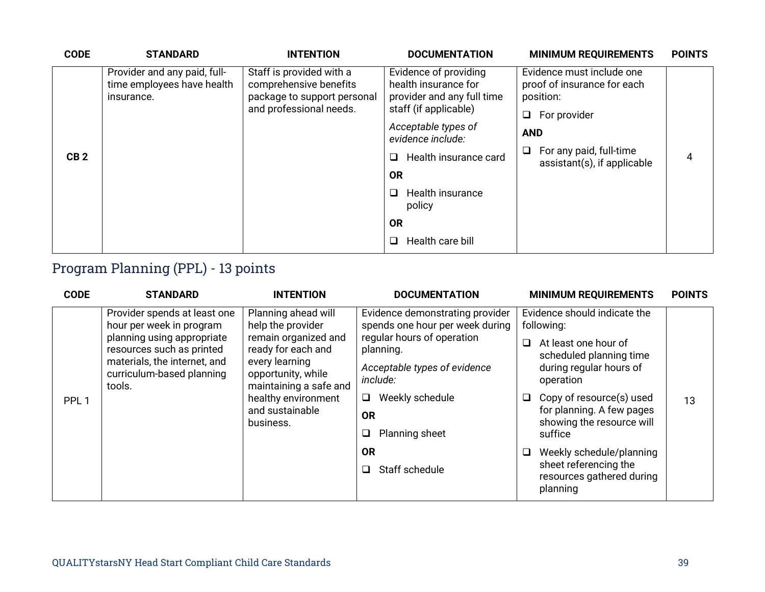| CODE | STANDARD | INTENTION | DOCUMENTATION | MINIMUM REQUIREMENTS | POINTS |
|---|---|---|---|---|---|
| **CB 2** | Provider and any paid, full-time employees have health insurance. | Staff is provided with a comprehensive benefits package to support personal and professional needs. | Evidence of providing health insurance for provider and any full time staff (if applicable)<br><br>*Acceptable types of evidence include:*<br><br>❑ Health insurance card<br><br>**OR**<br><br>❑ Health insurance policy<br><br>**OR**<br><br>❑ Health care bill | Evidence must include one proof of insurance for each position:<br><br>❑ For provider<br><br>**AND**<br><br>❑ For any paid, full-time assistant(s), if applicable | 4 |

## Program Planning (PPL) - 13 points

| CODE | STANDARD | INTENTION | DOCUMENTATION | MINIMUM REQUIREMENTS | POINTS |
|---|---|---|---|---|---|
| PPL 1 | Provider spends at least one hour per week in program planning using appropriate resources such as printed materials, the internet, and curriculum-based planning tools. | Planning ahead will help the provider remain organized and ready for each and every learning opportunity, while maintaining a safe and healthy environment and sustainable business. | Evidence demonstrating provider spends one hour per week during regular hours of operation planning.<br><br>*Acceptable types of evidence include:*<br><br>❑ Weekly schedule<br><br>**OR**<br><br>❑ Planning sheet<br><br>**OR**<br><br>❑ Staff schedule | Evidence should indicate the following:<br><br>❑ At least one hour of scheduled planning time during regular hours of operation<br><br>❑ Copy of resource(s) used for planning. A few pages showing the resource will suffice<br><br>❑ Weekly schedule/planning sheet referencing the resources gathered during planning | 13 |